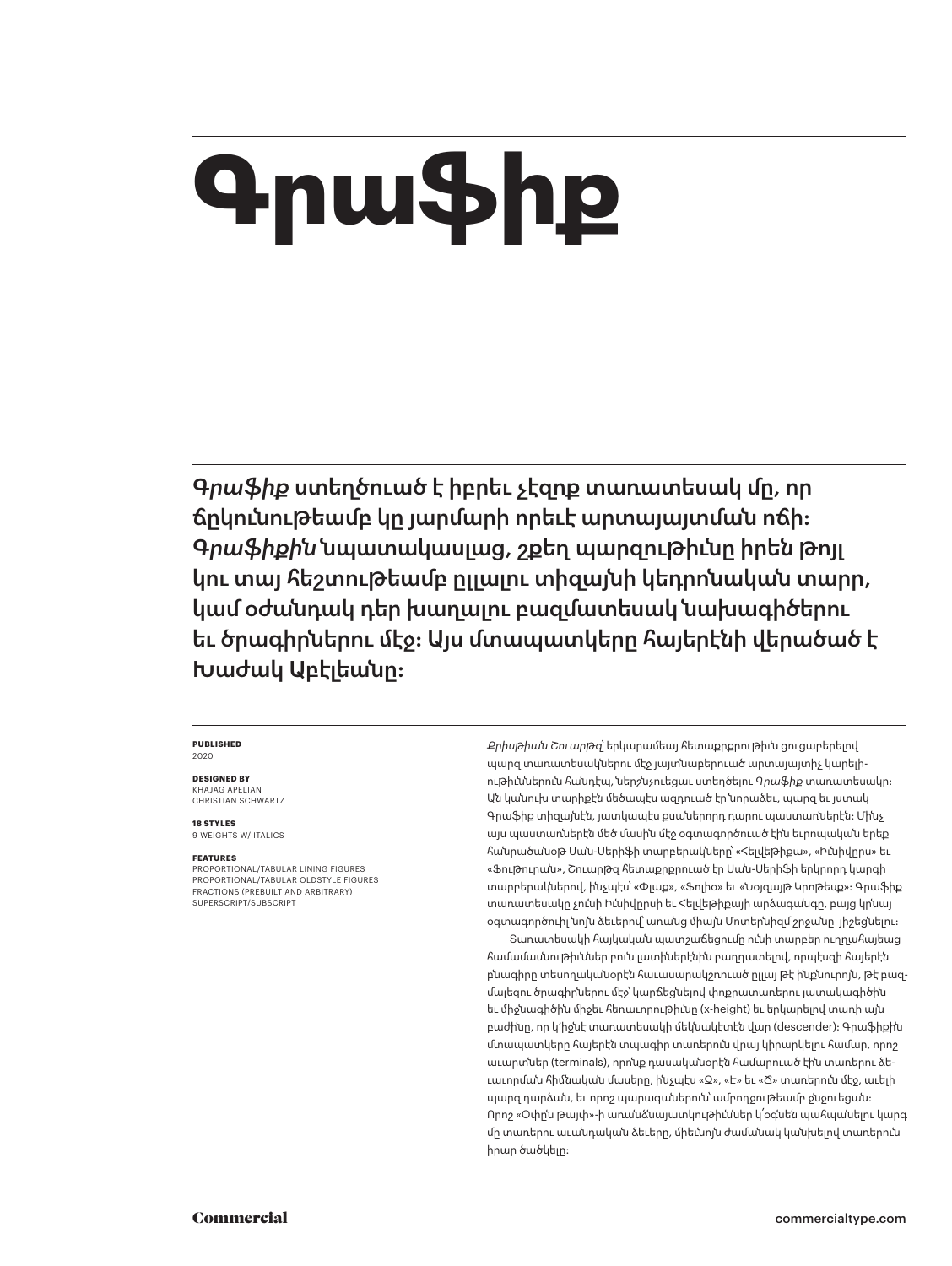# Գրաֆիք

*Գրաֆիք* ստեղծուած է իբրեւ չէզոք տառատեսակ մը, որ ճկունութեամբ կը յարմարի որեւէ արտայայտման ոճի: *Գրաֆիքին* նպատակասլաց, շքեղ պարզութիւնը իրեն թոյլ կու տայ հեշտութեամբ ըլլալու տիզայնի կեդրոնական տարր, կամ օժանդակ դեր խաղալու բազմատեսակ նախագիծերու եւ ծրագիրներու մէջ: Այս մտապատկերը հայերէնի վերածած է Խաժակ Աբէլեանը:

**PUBLISHED**
2020

**DESIGNED BY**
KHAJAG APELIAN
CHRISTIAN SCHWARTZ

**18 STYLES**
9 WEIGHTS W/ ITALICS

**FEATURES**
PROPORTIONAL/TABULAR LINING FIGURES
PROPORTIONAL/TABULAR OLDSTYLE FIGURES
FRACTIONS (PREBUILT AND ARBITRARY)
SUPERSCRIPT/SUBSCRIPT

*Քրիսթիան Շուարթզ*՝ երկարամեայ հետաքրքրութիւն ցուցաբերելով պարզ տառատեսակներու մէջ յայտնաբերուած արտայայտիչ կարելիութիւններուն հանդէպ, ներշնչուեցաւ ստեղծելու *Գրաֆիք* տառատեսակը: Ան կանուխ տարիքէն մեծապէս ազդուած էր նորաձեւ, պարզ եւ յստակ Գրաֆիք տիզայնէն, յատկապէս քսաներորդ դարու պաստառներէն: Մինչ այս պաստառներէն մեծ մասին մէջ օգտագործուած էին եւրոպական երեք հանրածանօթ Սան-Սերիֆի տարբերակները՝ «Հելվեթիքա», «Իւնիվըրս» եւ «Ֆութուրան», Շուարթզ հետաքրքրուած էր Սան-Սերիֆի երկրորդ կարգի տարբերակներով, ինչպէս՝ «Փլաք», «Ֆոլիօ» եւ «Նօյզայթ Կրոթեսք»: Գրաֆիք տառատեսակը չունի Իւնիվըրսի եւ Հելվեթիքայի արձագանգը, բայց կրնայ օգտագործուիլ նոյն ձեւերով՝ առանց միայն Մոտերնիզմ շրջանը յիշեցնելու:

Տառատեսակի հայկական պատշաճեցումը ունի տարբեր ուղղահայեաց համամասնութիւններ բուն լատիներէնին բաղդատելով, որպէսզի հայերէն բնագիրը տեսողականօրէն հաւասարակշռուած ըլլայ թէ ինքնուրոյն, թէ բազմալեզու ծրագիրներու մէջ՝ կարճեցնելով փոքրատառերու յատակագիծին եւ միջնագիծին միջեւ հեռաւորութիւնը (x-height) եւ երկարելով տառի այն բաժինը, որ կ'իջնէ տառատեսակի մեկնակէտէն վար (descender): Գրաֆիքին մտապատկերը հայերէն տպագիր տառերուն վրայ կիրարկելու համար, որոշ աւարտներ (terminals), որոնք դասականօրէն համարուած էին տառերու ձեւաւորման հիմնական մասերը, ինչպէս «Ջ», «Է» եւ «Ճ» տառերուն մէջ, աւելի պարզ դարձան, եւ որոշ պարագաներուն՝ ամբողջութեամբ ջնջուեցան: Որոշ «Օփըն թայփ»-ի առանձնայատկութիւններ կ՛օգնեն պահպանելու կարգ մը տառերու աւանդական ձեւերը, միեւնոյն ժամանակ կանխելով տառերուն իրար ծածկելը: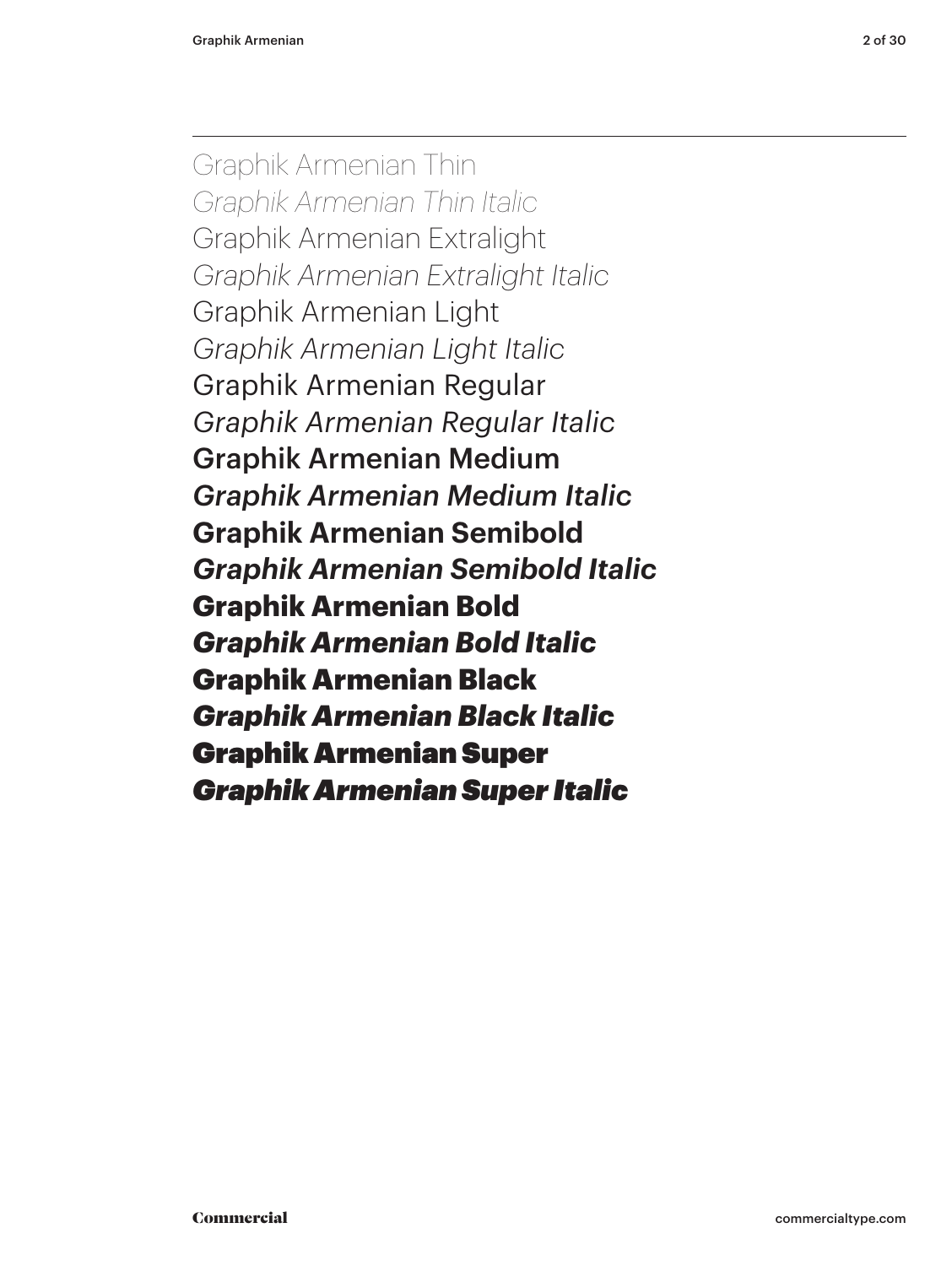Graphik Armenian Thin

*Graphik Armenian Thin Italic*

Graphik Armenian Extralight

*Graphik Armenian Extralight Italic*

Graphik Armenian Light

*Graphik Armenian Light Italic*

Graphik Armenian Regular

*Graphik Armenian Regular Italic*

Graphik Armenian Medium

*Graphik Armenian Medium Italic*

**Graphik Armenian Semibold**

***Graphik Armenian Semibold Italic***

**Graphik Armenian Bold**

***Graphik Armenian Bold Italic***

**Graphik Armenian Black**

***Graphik Armenian Black Italic***

**Graphik Armenian Super**

***Graphik Armenian Super Italic***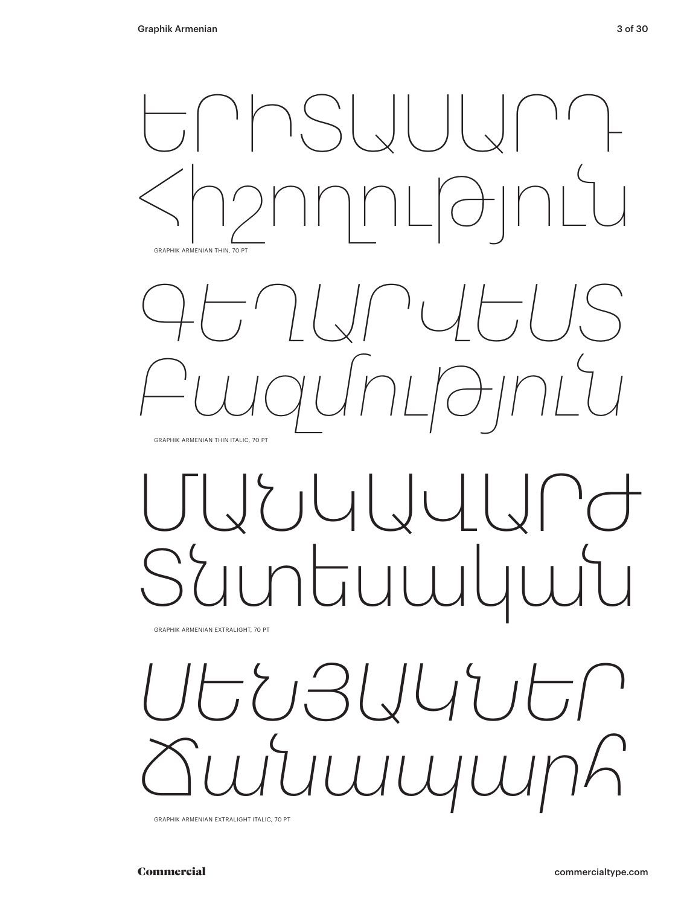ԵՐԻՏԱՍԱՐԴ
Հիշողություն

GRAPHIK ARMENIAN THIN, 70 PT

*ԳԵՂԱՐՎԵՍՏ*
*Բազմություն*

GRAPHIK ARMENIAN THIN ITALIC, 70 PT

ՄԱՆԿԱՎԱՐԺ
Տնտեսական

GRAPHIK ARMENIAN EXTRALIGHT, 70 PT

*ՍԵՆՅԱԿՆԵՐ*
*Ճանապարհ*

GRAPHIK ARMENIAN EXTRALIGHT ITALIC, 70 PT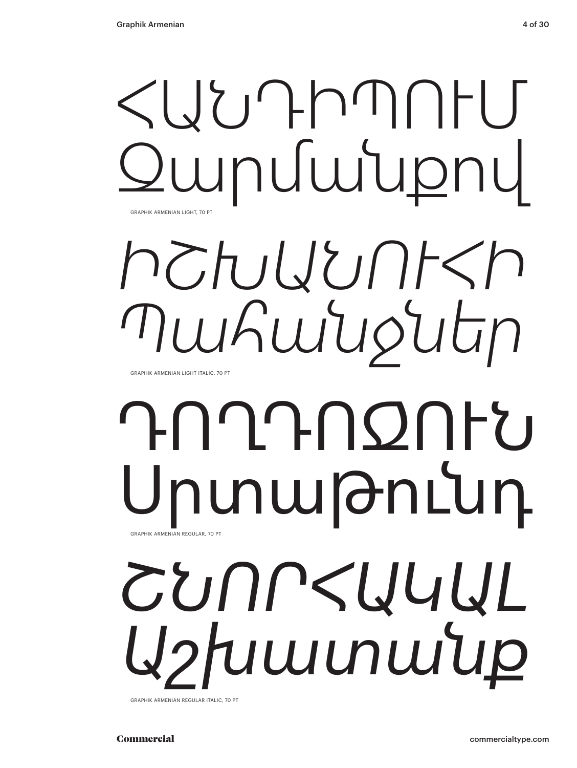ՀԱՆԴԻՊՈՒՄ
Զարմանքով

GRAPHIK ARMENIAN LIGHT, 70 PT

*ԻՇԽԱՆՈՒՀԻ*
*Պահանջներ*

GRAPHIK ARMENIAN LIGHT ITALIC, 70 PT

ԴՈՂԴՈՋՈՒՆ
Սրտաթունդ

GRAPHIK ARMENIAN REGULAR, 70 PT

*ՇՆՈՐՀԱԿԱԼ*
*Աշխատանք*

GRAPHIK ARMENIAN REGULAR ITALIC, 70 PT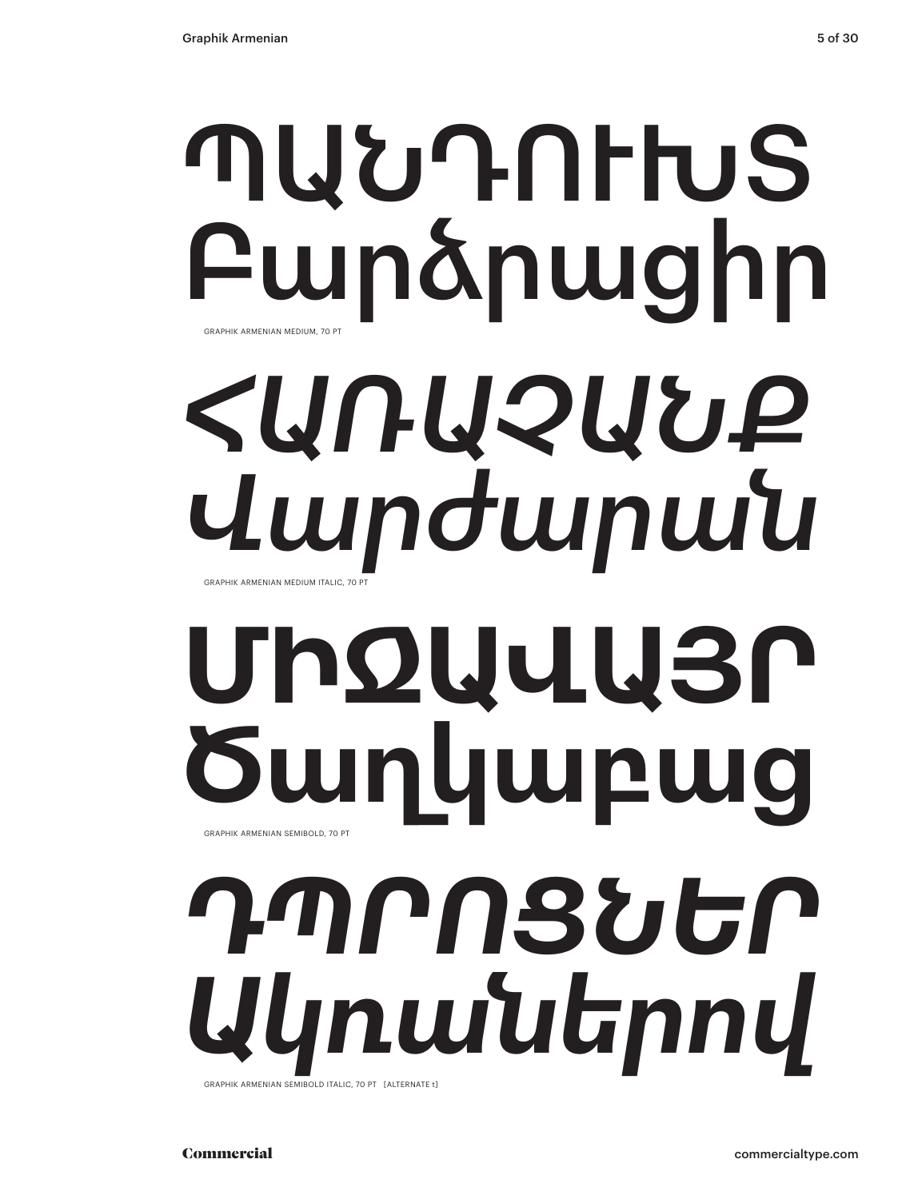# ՊԱՆԴՈՒԽՏ
# Բարձրացիր

GRAPHIK ARMENIAN MEDIUM, 70 PT

# *ՀԱՌԱՋԱՆՔ*
# *Վարժարան*

GRAPHIK ARMENIAN MEDIUM ITALIC, 70 PT

# **ՄԻՋԱՎԱՅՐ**
# **Ծաղկաբաց**

GRAPHIK ARMENIAN SEMIBOLD, 70 PT

# ***ԴՊՐՈՑՆԵՐ***
# ***Ակռաներով***

GRAPHIK ARMENIAN SEMIBOLD ITALIC, 70 PT [ALTERNATE t]

Commercial

commercialtype.com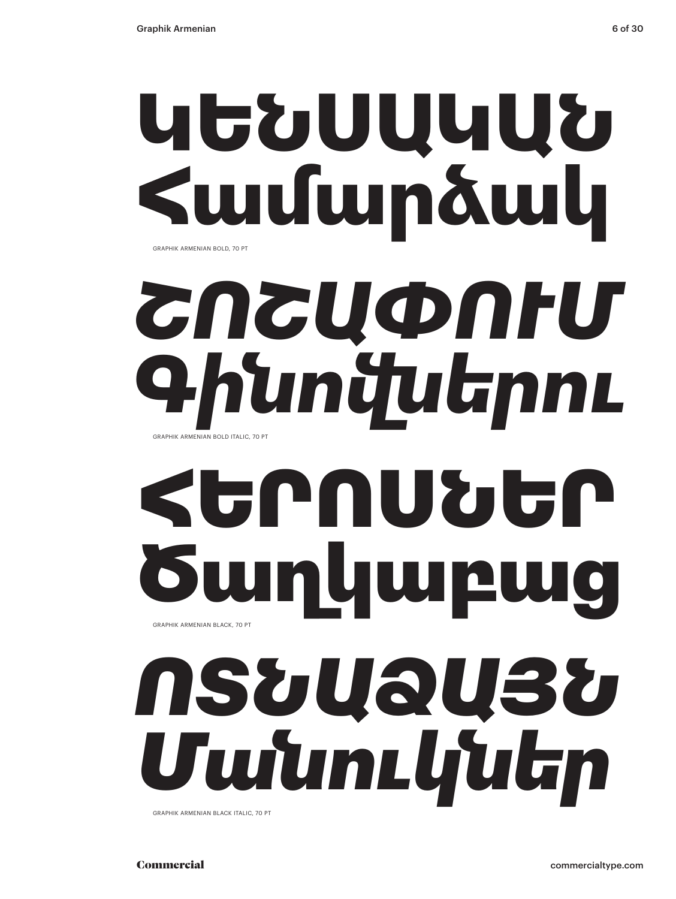ԿԵՆՍԱԿԱՆ
Համարձակ

GRAPHIK ARMENIAN BOLD, 70 PT

*ՇՈՇԱՓՈՒՄ*
*Գինովներու*

GRAPHIK ARMENIAN BOLD ITALIC, 70 PT

ՀԵՐՈՍՆԵՐ
Ծաղկաբաց

GRAPHIK ARMENIAN BLACK, 70 PT

*ՈՏՆԱՁԱՅՆ*
*Մանուկներ*

GRAPHIK ARMENIAN BLACK ITALIC, 70 PT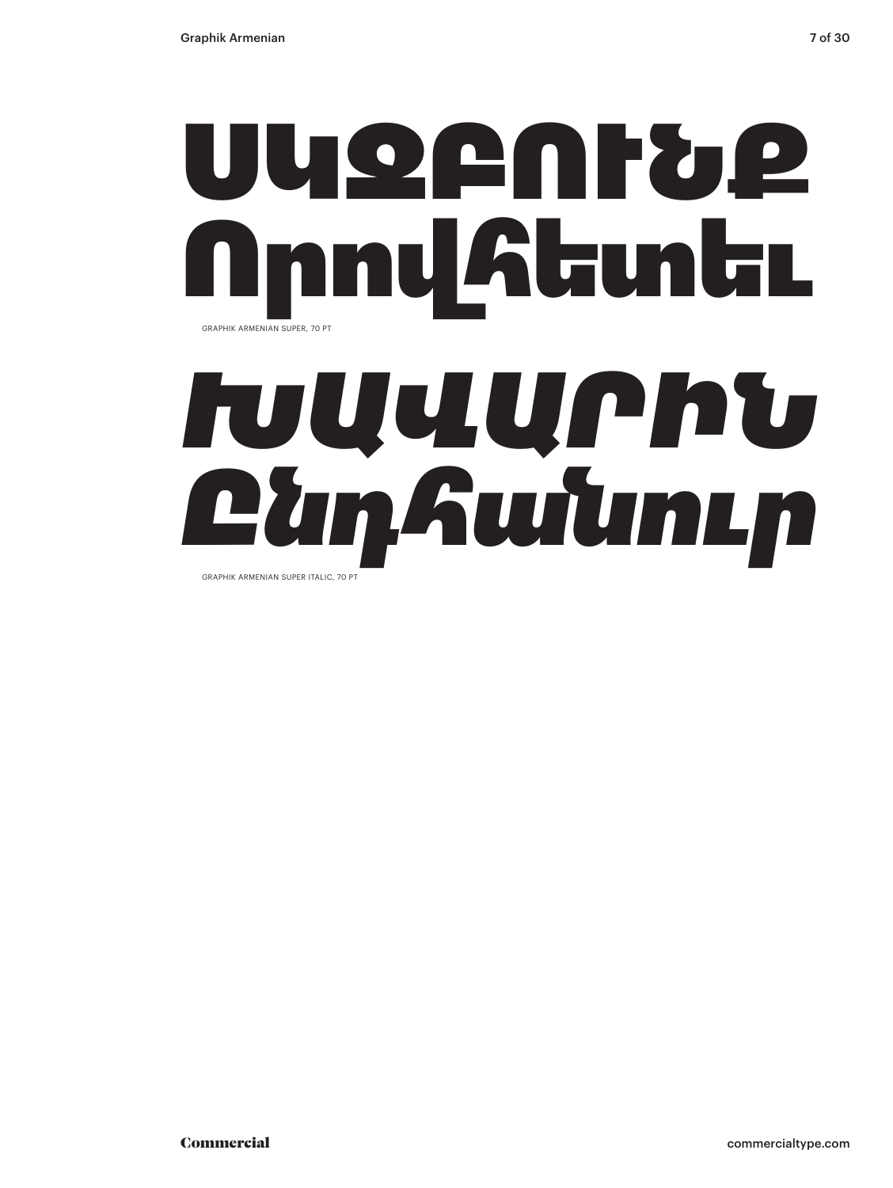# ՍՎՁԲՈՒԾՔ Որովհետեւ

GRAPHIK ARMENIAN SUPER, 70 PT

# *ԽՍԱՎԱՐԻՆ Ընդհանուր*

GRAPHIK ARMENIAN SUPER ITALIC, 70 PT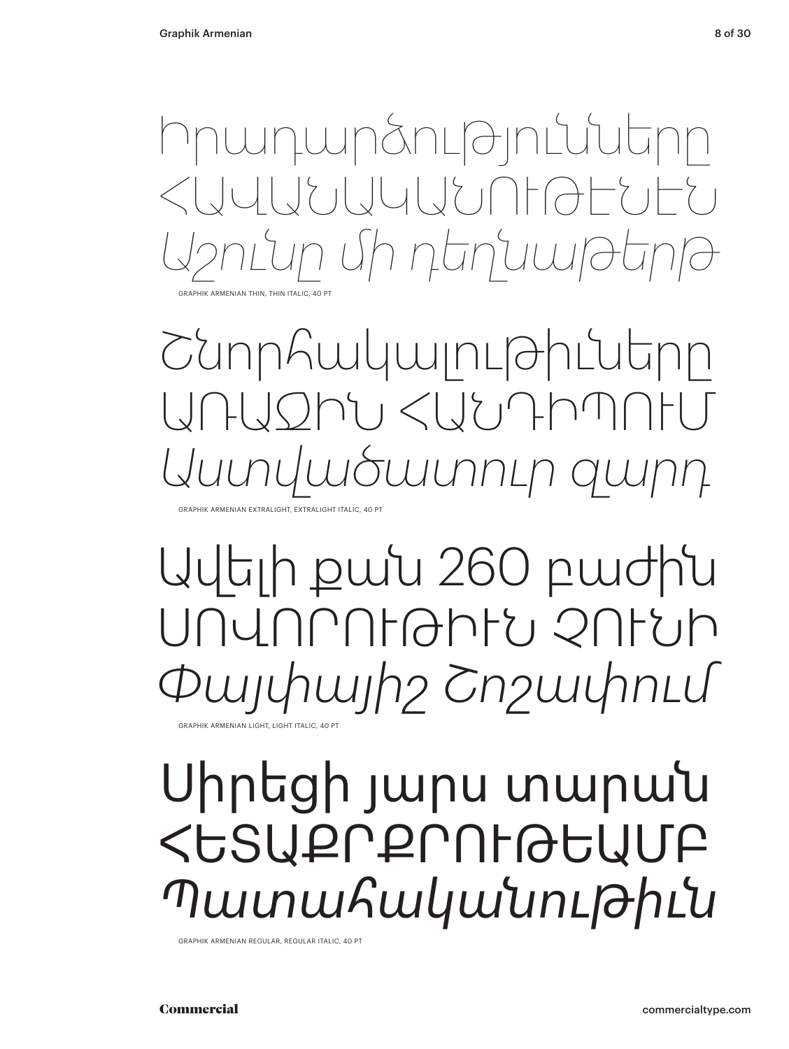Իրադարձությունները
ՀԱՎԱՆԱԿԱՆՈՒԹԵՆԵՆ
*Աշունը մի դեղնաթերթ*

GRAPHIK ARMENIAN THIN, THIN ITALIC, 40 PT

Շնորհակալութիւները
ԱՌԱՋԻՆ ՀԱՆԴԻՊՈՒՄ
*Աստվածատուր զարդ*

GRAPHIK ARMENIAN EXTRALIGHT, EXTRALIGHT ITALIC, 40 PT

Ավելի քան 260 բաժին
ՍՈՎՈՐՈՒԹԻՒՆ ՉՈՒՆԻ
*Փայփայիշ Շոշափում*

GRAPHIK ARMENIAN LIGHT, LIGHT ITALIC, 40 PT

Սիրեցի յարս տարան
ՀԵՏԱՔՐՔՐՈՒԹԵԱՄԲ
*Պատահականութիւն*

GRAPHIK ARMENIAN REGULAR, REGULAR ITALIC, 40 PT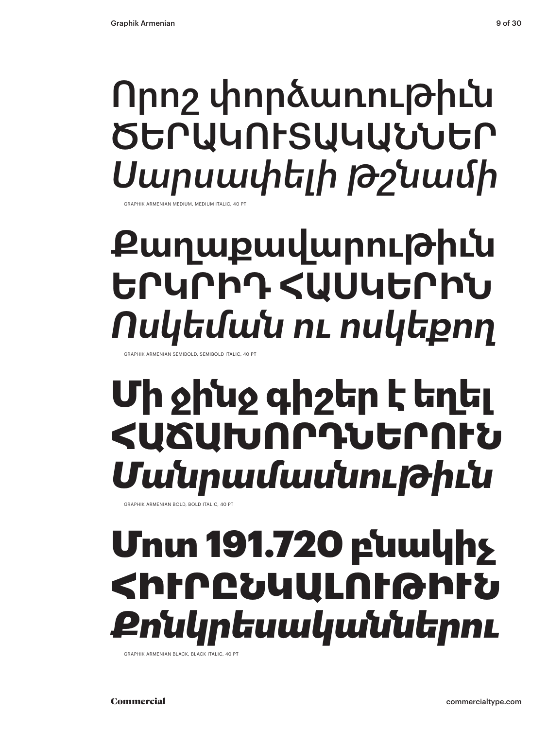Որոշ փորձառութիւն
ԾԵՐԱԿՈՒՏԱԿԱՆՆԵՐ
*Սարսափելի Թշնամի*

GRAPHIK ARMENIAN MEDIUM, MEDIUM ITALIC, 40 PT

Քաղաքավարութիւն
ԵՐԿՐԻԴ ՀԱՍԿԵՐԻՆ
*Ոսկեման ու ոսկեքող*

GRAPHIK ARMENIAN SEMIBOLD, SEMIBOLD ITALIC, 40 PT

**Մի ջինջ գիշեր է եղել**
**ՀԱԾԱԽՈՐԴՆԵՐՈՒՆ**
***Մանրամասնութիւն***

GRAPHIK ARMENIAN BOLD, BOLD ITALIC, 40 PT

**Մոտ 191.720 բնակիչ**
**ՀԻՒՐԸՆԿԱԼՈՒԹԻՒՆ**
***Քոնկրեսականներու***

GRAPHIK ARMENIAN BLACK, BLACK ITALIC, 40 PT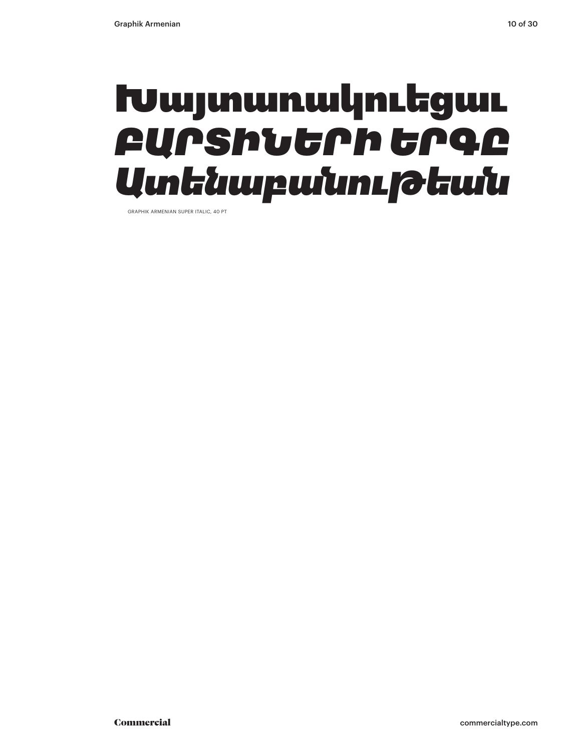Խմայտառակուեցաւ
ԲԱՐՏԻՆԵՐԻ ԵՐԳԸ
Ատենաբանութեան

GRAPHIK ARMENIAN SUPER ITALIC, 40 PT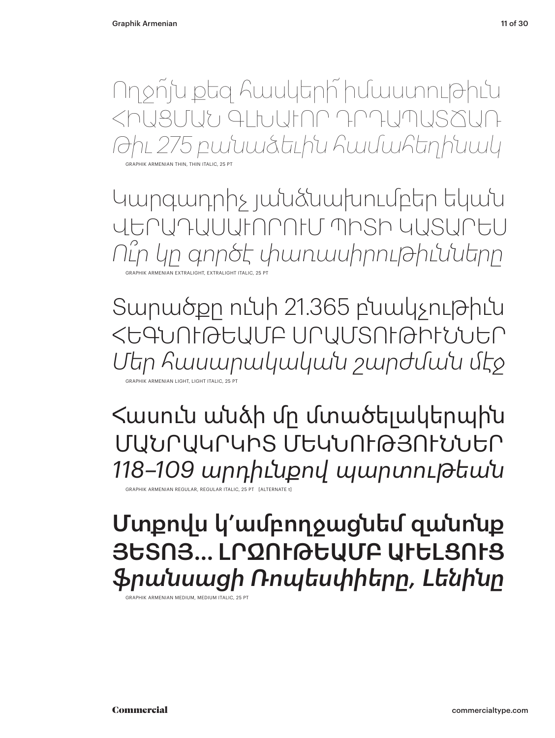Ողջո՞յն քեզ հասկերի՞ իմաստութիւն
ՀԻԱՑՄԱՆ ԳԼԽԱՒՈՐ ԴՐԴԱՊԱՏՃԱՌ
*Թիւ 275 բանաձեւին համահեղինակ*

GRAPHIK ARMENIAN THIN, THIN ITALIC, 25 PT

Կարգադրիչ յանձնախումբեր եկան
ՎԵՐԱԴԱՍԱՒՈՐՈՒՄ ՊԻՏԻ ԿԱՏԱՐԵՍ
*Ու՞ր կը գործէ փառասիրութիւնները*

GRAPHIK ARMENIAN EXTRALIGHT, EXTRALIGHT ITALIC, 25 PT

Տարածքը ունի 21.365 բնակչութիւն
ՀԵԳՆՈՒԹԵԱՄԲ ՍՐԱՄՏՈՒԹԻՒՆՆԵՐ
*Մեր հասարակական շարժման մէջ*

GRAPHIK ARMENIAN LIGHT, LIGHT ITALIC, 25 PT

Հասուն անձի մը մտածելակերպին
ՄԱՆՐԱԿՐԿԻՏ ՄԵԿՆՈՒԹՅՈՒՆՆԵՐ
*118–109 արդիւնքով պարտութեան*

GRAPHIK ARMENIAN REGULAR, REGULAR ITALIC, 25 PT [ALTERNATE t]

**Մտքովս կ'ամբողջացնեմ զանոնք**
**ՅԵՏՈՅ... ԼՐՋՈՒԹԵԱՄԲ ԱՒԵԼՑՈՒՑ**
***Ֆրանսացի Ռոպեսփիերը, Լենինը***

GRAPHIK ARMENIAN MEDIUM, MEDIUM ITALIC, 25 PT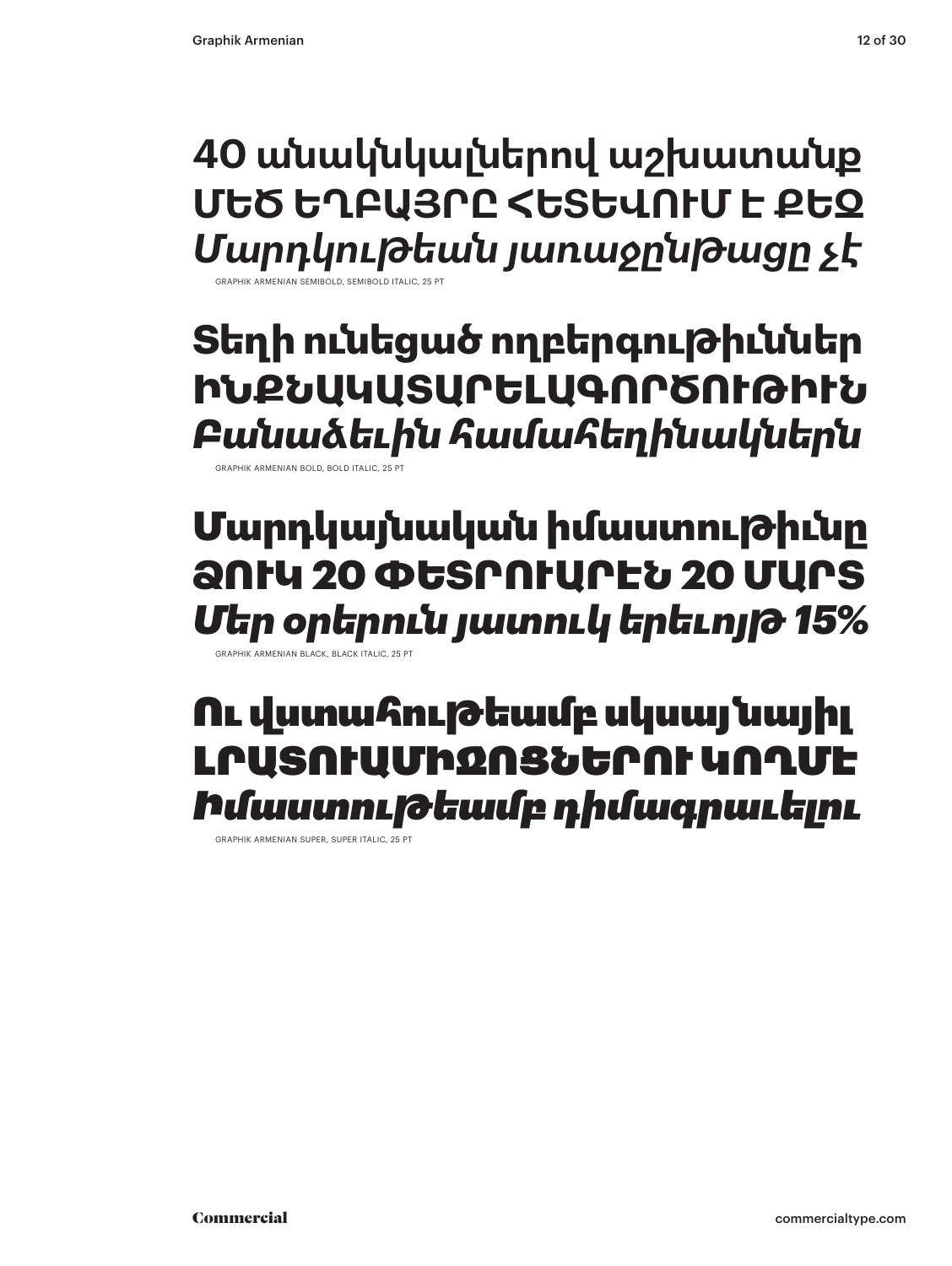40 անակնկալներով աշխատանք
ՄԵԾ ԵՂԲԱՅՐԸ ՀԵՏԵՎՈՒՄ Է ՔԵԶ
*Մարդկութեան յառաջընթացը չէ*

GRAPHIK ARMENIAN SEMIBOLD, SEMIBOLD ITALIC, 25 PT

**Տեղի ունեցած ողբերգութիւններ**
**ԻՆՔՆԱԿԱՏԱՐԵԼԱԳՈՐԾՈՒԹԻՒՆ**
***Բանաձեւին համահեղինակներն***

GRAPHIK ARMENIAN BOLD, BOLD ITALIC, 25 PT

**Մարդկայնական իմաստութիւնը**
**ՁՈՒԿ 20 ՓԵՏՐՈՒԱՐԷՆ 20 ՄԱՐՏ**
***Մեր օրերուն յատուկ երեւոյթ 15%***

GRAPHIK ARMENIAN BLACK, BLACK ITALIC, 25 PT

**Ու վստահութեամբ սկսայ նայիլ**
**ԼՐԱՏՈՒԱՄԻՋՈՑՆԵՐՈՒ ԿՈՂՄԷ**
***Իմաստութեամբ դիմագրաւելու***

GRAPHIK ARMENIAN SUPER, SUPER ITALIC, 25 PT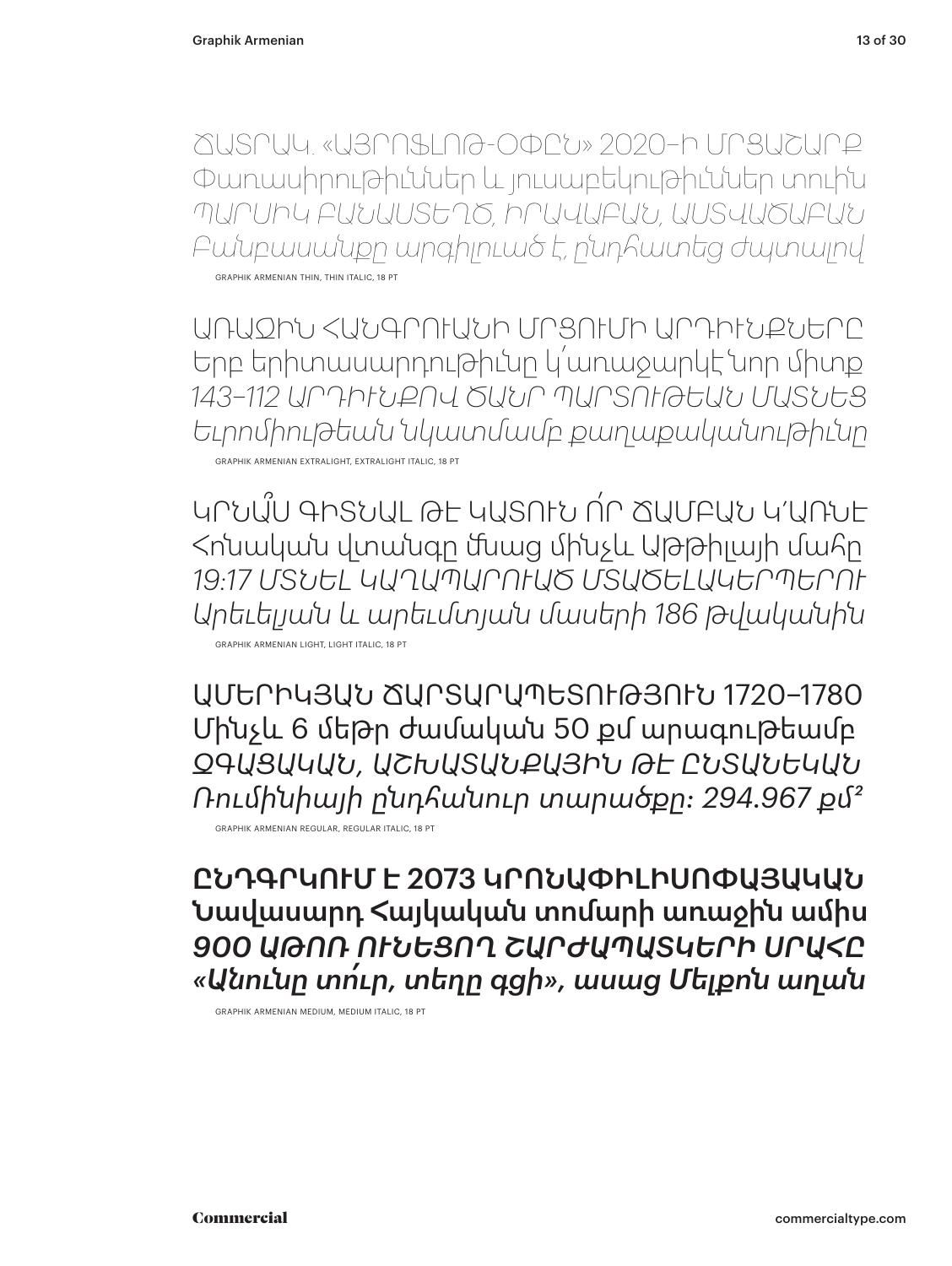ՃԱՏՐԱԿ. «ԱՅՐՈՖԼՈԹ-ՕՓԸՆ» 2020–Ի ՄՐՑԱՇԱՐՔ
Փառասիրութիւններ և յուսաբեկութիւններ տուին
*ՊԱՐՍԻԿ ԲԱՆԱՍՏԵՂԾ, ԻՐԱՎԱԲԱՆ, ԱՍՏՎԱԾԱԲԱՆ*
*Բանբասանքը արգիլուած է, ընդհատեց ժպտալով*

GRAPHIK ARMENIAN THIN, THIN ITALIC, 18 PT

ԱՌԱՋԻՆ ՀԱՆԳՐՈՒԱՆԻ ՄՐՑՈՒՄԻ ԱՐԴԻՒՆՔՆԵՐԸ
Երբ երիտասարդութիւնը կ՚առաջարկէ նոր միտք
*143–112 ԱՐԴԻՒՆՔՈՎ ԾԱՆՐ ՊԱՐՏՈՒԹԵԱՆ ՄԱՏՆԵՑ*
*Եւրոմիութեան նկատմամբ քաղաքականութիւնը*

GRAPHIK ARMENIAN EXTRALIGHT, EXTRALIGHT ITALIC, 18 PT

ԿՐՆԱ՞Ս ԳԻՏՆԱԼ ԹԷ ԿԱՏՈՒՆ Ո՛Ր ՃԱՄԲԱՆ Կ՚ԱՌՆԷ
Հոնական վտանգը մնաց մինչև Աթթիլայի մահը
*19:17 ՄՏՆԵԼ ԿԱՂԱՊԱՐՈՒԱԾ ՄՏԱԾԵԼԱԿԵՐՊԵՐՈՒ*
*Արևելյան և արևմտյան մասերի 186 թվականին*

GRAPHIK ARMENIAN LIGHT, LIGHT ITALIC, 18 PT

ԱՄԵՐԻԿՅԱՆ ՃԱՐՏԱՐԱՊԵՏՈՒԹՅՈՒՆ 1720–1780
Մինչև 6 մեթր ժամական 50 քմ արագութեամբ
*ՋԳԱՅԱԿԱՆ, ԱՇԽԱՏԱՆՔԱՅԻՆ ԹԷ ԸՆՏԱՆԵԿԱՆ*
*Ռումինիայի ընդհանուր տարածքը: 294.967 քմ²*

GRAPHIK ARMENIAN REGULAR, REGULAR ITALIC, 18 PT

**ԸՆԴԳՐԿՈՒՄ Է 2073 ԿՐՈՆԱՓԻԼԻՍՈՓԱՅԱԿԱՆ**
**Նավասարդ Հայկական տոմարի առաջին ամիս**
***900 ԱԹՈՌ ՈՒՆԵՑՈՂ ՇԱՐԺԱՊԱՏԿԵՐԻ ՍՐԱՀԸ***
***«Անունը տո՛ւր, տեղը գցի», ասաց Մելքոն աղան***

GRAPHIK ARMENIAN MEDIUM, MEDIUM ITALIC, 18 PT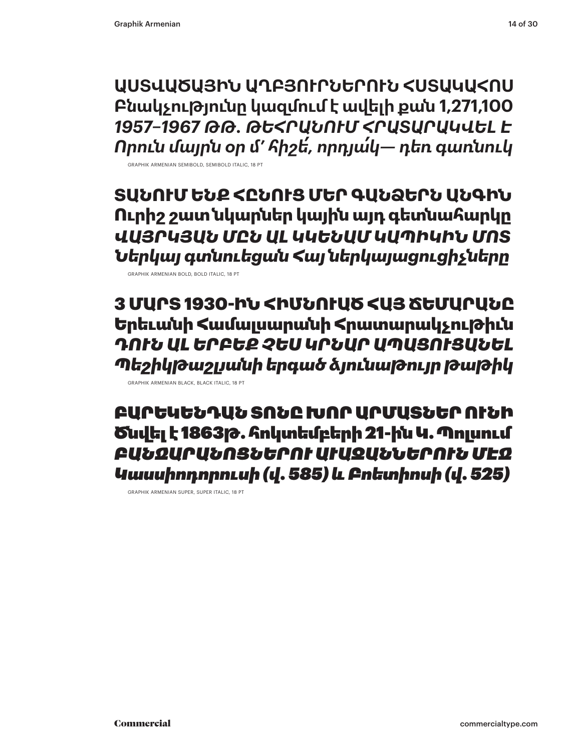ԱՍՏՎԱԾԱՅԻՆ ԱՂԲՅՈՒՐՆԵՐՈՒՆ ՀՍՏԱԿԱՀՈՍ
Բնակչությունը կազմում է ավելի քան 1,271,100
*1957–1967 ԹԹ. ԹԵՀՐԱՆՈՒՄ ՀՐԱՏԱՐԱԿՎԵԼ Է*
*Որուն մայրն օր մ' հիշե՛, որդյա՛կ— դեռ գառնուկ*

GRAPHIK ARMENIAN SEMIBOLD, SEMIBOLD ITALIC, 18 PT

**ՏԱՆՈՒՄ ԵՆՔ ՀԸՆՈՒՑ ՄԵՐ ԳԱՆՁԵՐՆ ԱՆԳԻՆ**
**Ուրիշ շատ նկարներ կային այդ գետնահարկը**
***ՎԱՅՐԿՅԱՆ ՄԸՆ ԱԼ ԿԿԵՆԱՄ ԿԱՊԻԿԻՆ ՄՈՏ***
***Ներկայ գտնուեցան Հայ ներկայացուցիչները***

GRAPHIK ARMENIAN BOLD, BOLD ITALIC, 18 PT

**3 ՄԱՐՏ 1930-ԻՆ ՀԻՄՆՈՒԱԾ ՀԱՅ ՃԵՄԱՐԱՆԸ**
**Երեւանի Համալսարանի Հրատարակչութիւն**
***ԴՈՒՆ ԱԼ ԵՐԲԵՔ ՉԵՍ ԿՐՆԱՐ ԱՊԱՑՈՒՑԱՆԵԼ***
***Պեշիկթաշլյանի երգած ձյունաթույր թաթիկ***

GRAPHIK ARMENIAN BLACK, BLACK ITALIC, 18 PT

**ԲԱՐԵԿԵՆԴԱՆ ՏՈՆԸ ԽՈՐ ԱՐՄԱՏՆԵՐ ՈՒՆԻ**
**Ծնվել է 1863թ. հոկտեմբերի 21-ին Կ. Պոլսում**
***ԲԱՆՋԱՐԱՆՈՑՆԵՐՈՒ ԱՒԱՋԱՆՆԵՐՈՒՆ ՄԵՋ***
***Կասսիոդորուսի (վ. 585) և Բոետիոսի (վ. 525)***

GRAPHIK ARMENIAN SUPER, SUPER ITALIC, 18 PT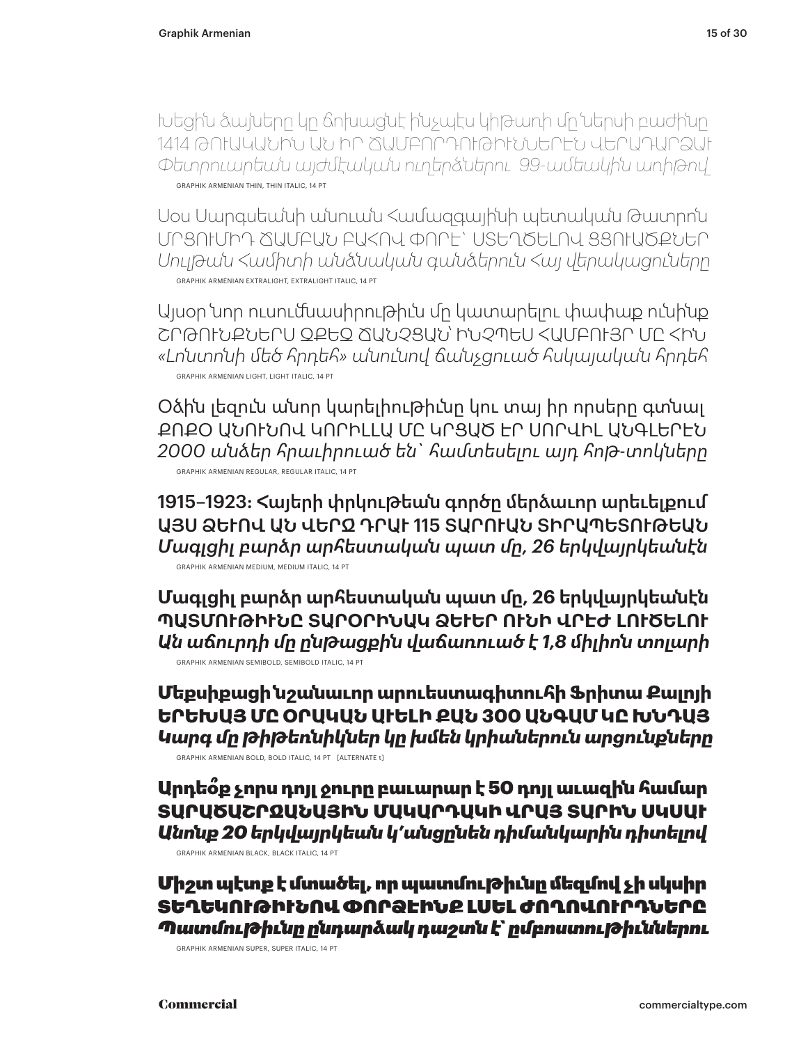Խեցին ձայները կը ճռխացնէ ինչպէս կիթառի մը ներսի բաժինը
1414 ԹՈՒԱԿԱՆԻՆ ԱՆ ԻՐ ՃԱՄԲՈՐԴՈՒԹԻՒՆՆԵՐԷՆ ՎԵՐԱԴԱՐՁԱՒ
*Փետրուարեան այժմէական ուղերձներու 99-ամեակին առիթով*

GRAPHIK ARMENIAN THIN, THIN ITALIC, 14 PT

Սօս Սարգսեանի անուան Համազգայինի պետական Թատրոն
ՄՐՑՈՒՄԻԴ ՃԱՄԲԱՆ ԲԱՀՈՎ ՓՈՐԷ՝ ՍՏԵՂԾԵԼՈՎ ՑՑՈՒԱԾՔՆԵՐ
*Սուլթան Համիտի անձնական գանձերուն Հայ վերակացուները*

GRAPHIK ARMENIAN EXTRALIGHT, EXTRALIGHT ITALIC, 14 PT

Այսօր նոր ուսումնասիրութիւն մը կատարելու փափաք ունինք
ՇՐԹՈՒՆՔՆԵՐՍ ՔԶԵՂ ՃԱՆՉՑԱՆ՝ ԻՆՉՊԷՍ ՀԱՄԲՈՒՅՐ ՄԸ ՀԻՆ
*«Լոնտոնի մեծ հրդեհ» անունով ճանչցուած հսկայական հրդեհ*

GRAPHIK ARMENIAN LIGHT, LIGHT ITALIC, 14 PT

Օձին լեզուն անոր կարելիութիւնը կու տայ իր որսերը գտնալ
ՔՈՔՕ ԱՆՈՒՆՈՎ ԿՈՐԻԼԼԱ ՄԸ ԿՐՑԱԾ ԷՐ ՍՈՐՎԻԼ ԱՆԳԼԵՐԷՆ
*2000 անձեր հրաւիրուած են՝ համտեսելու այդ հոթ-տոկները*

GRAPHIK ARMENIAN REGULAR, REGULAR ITALIC, 14 PT

1915–1923: Հայերի փրկութեան գործը մերձաւոր արեւելքում
ԱՅՍ ՁԵՒՈՎ ԱՆ ՎԵՐՋ ԴՐԱՒ 115 ՏԱՐՈՒԱՆ ՏԻՐԱՊԵՏՈՒԹԵԱՆ
*Մագլցիլ բարձր արհեստական պատ մը, 26 երկվայրկեանէն*

GRAPHIK ARMENIAN MEDIUM, MEDIUM ITALIC, 14 PT

Մագլցիլ բարձր արհեստական պատ մը, 26 երկվայրկեանէն
ՊԱՏՄՈՒԹԻՒՆԸ ՏԱՐՕՐԻՆԱԿ ՁԵՒԵՐ ՈՒՆԻ ՎՐԷԺ ԼՈՒԾԵԼՈՒ
*Ան աճուրդի մը ընթացքին վաճառուած է 1,8 միլիոն տոլարի*

GRAPHIK ARMENIAN SEMIBOLD, SEMIBOLD ITALIC, 14 PT

Մեքսիքացի նշանաւոր արուեստագիտուհի Ֆրիտա Քալոյի
ԵՐԵԽԱՅ ՄԸ ՕՐԱԿԱՆ ԱՒԵԼԻ ՔԱՆ 300 ԱՆԳԱՄ ԿԸ ԽՆԴԱՅ
*Կարգ մը թիթեռնիկներ կը խմեն կրիաներուն արցունքները*

GRAPHIK ARMENIAN BOLD, BOLD ITALIC, 14 PT [ALTERNATE t]

Արդեօ՞ք չորս դոյլ ջուրը բաւարար է 50 դոյլ աւազին համար
ՏԱՐԱԾԱՇՐՋԱՆԱՅԻՆ ՄԱԿԱՐԴԱԿԻ ՎՐԱՅ ՏԱՐԻՆ ՍԿՍԱՒ
*Անոնք 20 երկվայրկեան կ՚անցընեն դիմանկարին դիտելով*

GRAPHIK ARMENIAN BLACK, BLACK ITALIC, 14 PT

Միշտ պէտք է մտածել, որ պատմութիւնը մեզմով չի սկսիր
ՏԵՂԵԿՈՒԹԻՒՆՈՎ ՓՈՐՁԵԻՆՔ ԼՍԵԼ ԺՈՂՈՎՈՒՐԴՆԵՐԸ
*Պատմութիւնը ընդարձակ դաշտն է՝ ըմբռնումներու*

GRAPHIK ARMENIAN SUPER, SUPER ITALIC, 14 PT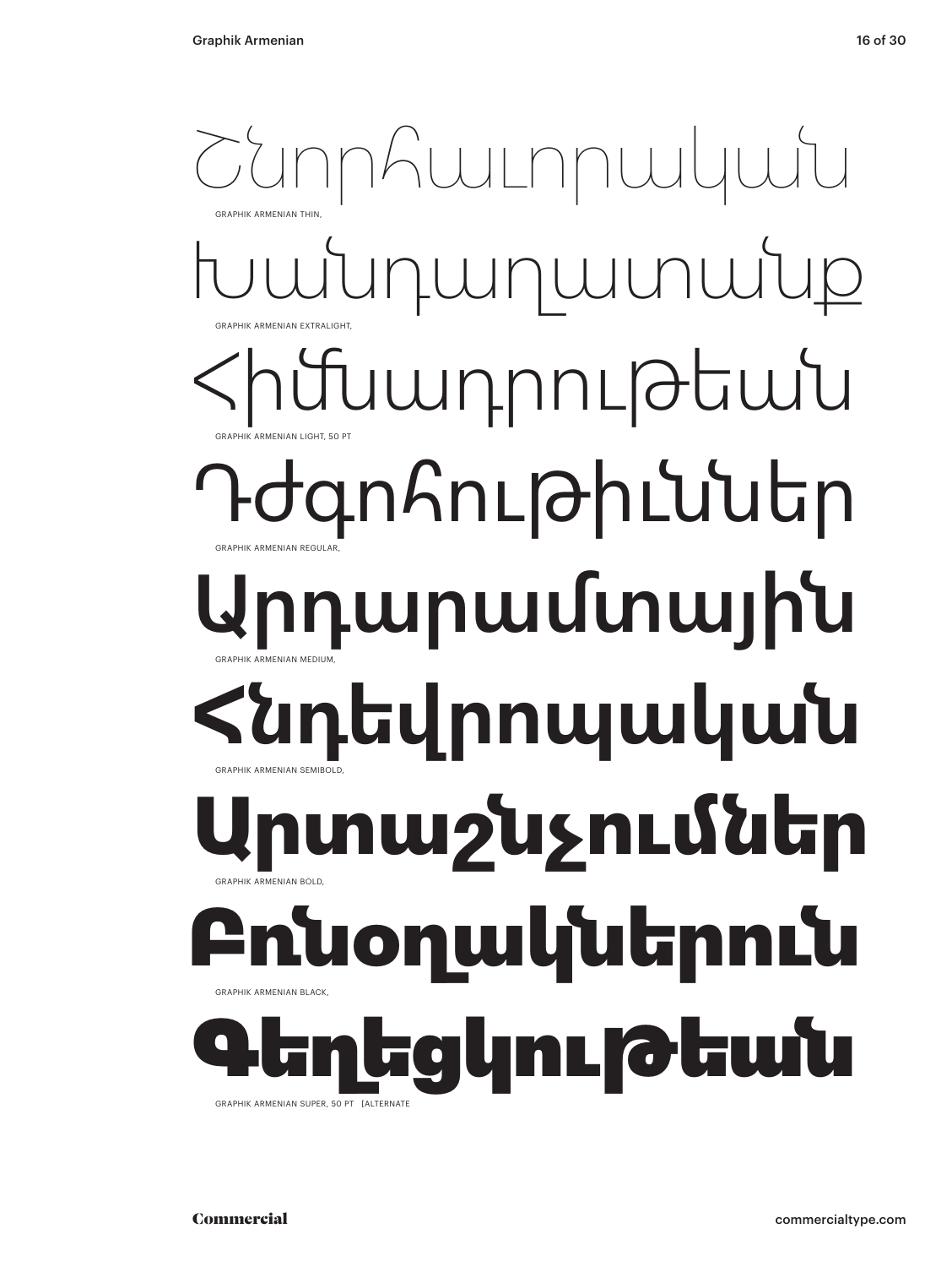Շնորհաւորական

GRAPHIK ARMENIAN THIN,

Խանդաղատանք

GRAPHIK ARMENIAN EXTRALIGHT,

Հիմնադրութեան

GRAPHIK ARMENIAN LIGHT, 50 PT

Դժգոհութիւններ

GRAPHIK ARMENIAN REGULAR,

Արդարամտային

GRAPHIK ARMENIAN MEDIUM,

Հնդեվրոպական

GRAPHIK ARMENIAN SEMIBOLD,

Արտաշնչումներ

GRAPHIK ARMENIAN BOLD,

Բռնօղակներուն

GRAPHIK ARMENIAN BLACK,

Գեղեցկութեան

GRAPHIK ARMENIAN SUPER, 50 PT [ALTERNATE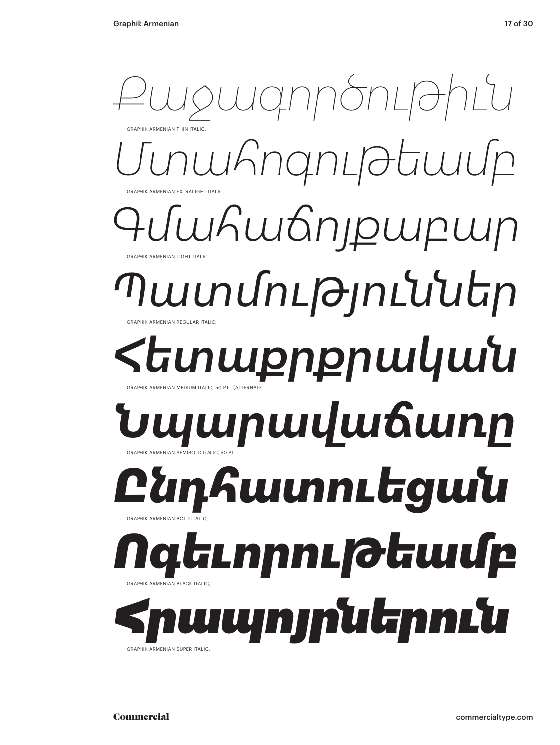*Քաջագործութիւն*

GRAPHIK ARMENIAN THIN ITALIC,

*Մտահոգութեամբ*

GRAPHIK ARMENIAN EXTRALIGHT ITALIC,

*Գմահաճոյքաբար*

GRAPHIK ARMENIAN LIGHT ITALIC,

*Պատմություններ*

GRAPHIK ARMENIAN REGULAR ITALIC,

***Հետաքրքրական***

GRAPHIK ARMENIAN MEDIUM ITALIC, 50 PT [ALTERNATE

***Նպարավաճառը***

GRAPHIK ARMENIAN SEMIBOLD ITALIC, 50 PT

***Ընդհատուեցան***

GRAPHIK ARMENIAN BOLD ITALIC,

***Ոգեւորութեամբ***

GRAPHIK ARMENIAN BLACK ITALIC,

***Հրապոյրներուն***

GRAPHIK ARMENIAN SUPER ITALIC,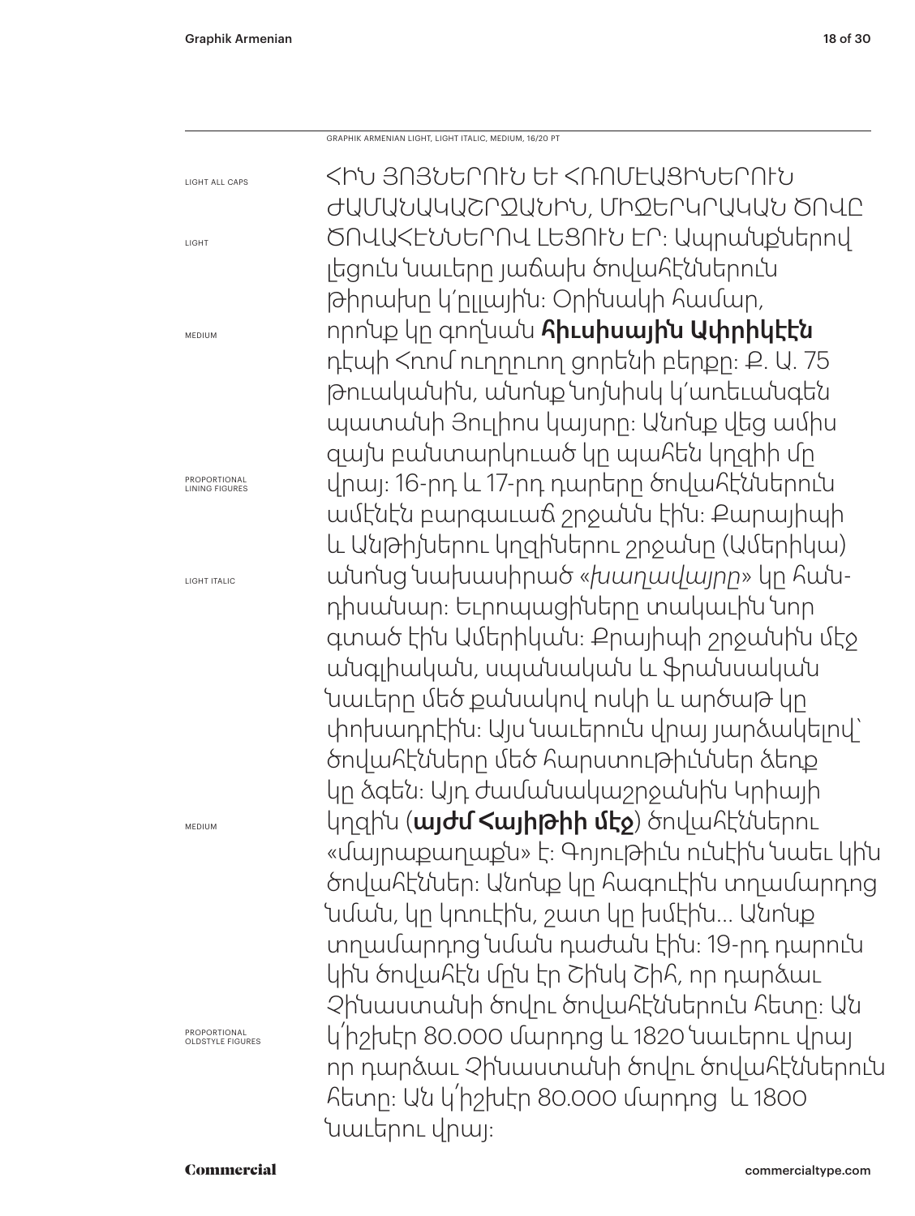GRAPHIK ARMENIAN LIGHT, LIGHT ITALIC, MEDIUM, 16/20 PT

LIGHT ALL CAPS

LIGHT

MEDIUM

PROPORTIONAL LINING FIGURES

LIGHT ITALIC

MEDIUM

PROPORTIONAL OLDSTYLE FIGURES

ՀԻՆ ՅՈՅՆԵՐՈՒՆ ԵՒ ՀՌՈՄԷԱՑԻՆԵՐՈՒՆ ԺԱՄԱՆԱԿԱՇՐՋԱՆԻՆ, ՄԻՋԵՐԿՐԱԿԱՆ ԾՈՎԸ ԾՈՎԱՀԷՆՆԵՐՈՎ ԼԵՑՈՒՆ ԷՐ։ Ապրանքներով լեցուն նաւերը յաճախ ծովահէններուն թիրախը կ՚ըլլային։ Օրինակի համար, որոնք կը գողնան **հիւսիսային Ափրիկէէն** դէպի Հռոմ ուղղուող ցորենի բերքը։ Ք. Ա. 75 թուականին, անոնք նոյնիսկ կ՚առեւանգեն պատանի Յուլիոս կայսրը։ Անոնք վեց ամիս զայն բանտարկուած կը պահեն կղզիի մը վրայ։ 16-րդ և 17-րդ դարերը ծովահէններուն ամէնէն բարգաւաճ շրջանն էին։ Քարայիպի և Անթիյներու կղզիներու շրջանը (Ամերիկա) անոնց նախասիրած «*խաղավայրը*» կը հան-դիսանար։ Եւրոպացիները տակաւին նոր գտած էին Ամերիկան։ Քրայիպի շրջանին մէջ անգլիական, սպանական և ֆրանսական նաւերը մեծ քանակով ոսկի և արծաթ կը փոխադրէին։ Այս նաւերուն վրայ յարձակելով՝ ծովահէնները մեծ հարստութիւններ ձեռք կը ձգեն։ Այդ ժամանակաշրջանին Կրիայի կղզին (**այժմ Հայիթիի մէջ**) ծովահէններու «մայրաքաղաքն» է։ Գոյութիւն ունէին նաեւ կին ծովահէններ։ Անոնք կը հագուէին տղամարդոց նման, կը կռուէին, շատ կը խմէին... Անոնք տղամարդոց նման դաժան էին։ 19-րդ դարուն կին ծովահէն մըն էր Շինկ Շիհ, որ դարձաւ Չինաստանի ծովու ծովահէններուն հետը։ Ան կ՛իշխէր 80.000 մարդոց և 1820 նաւերու վրայ որ դարձաւ Չինաստանի ծովու ծովահէններուն հետը։ Ան կ՛իշխէր 80.000 մարդոց և 1800 նաւերու վրայ։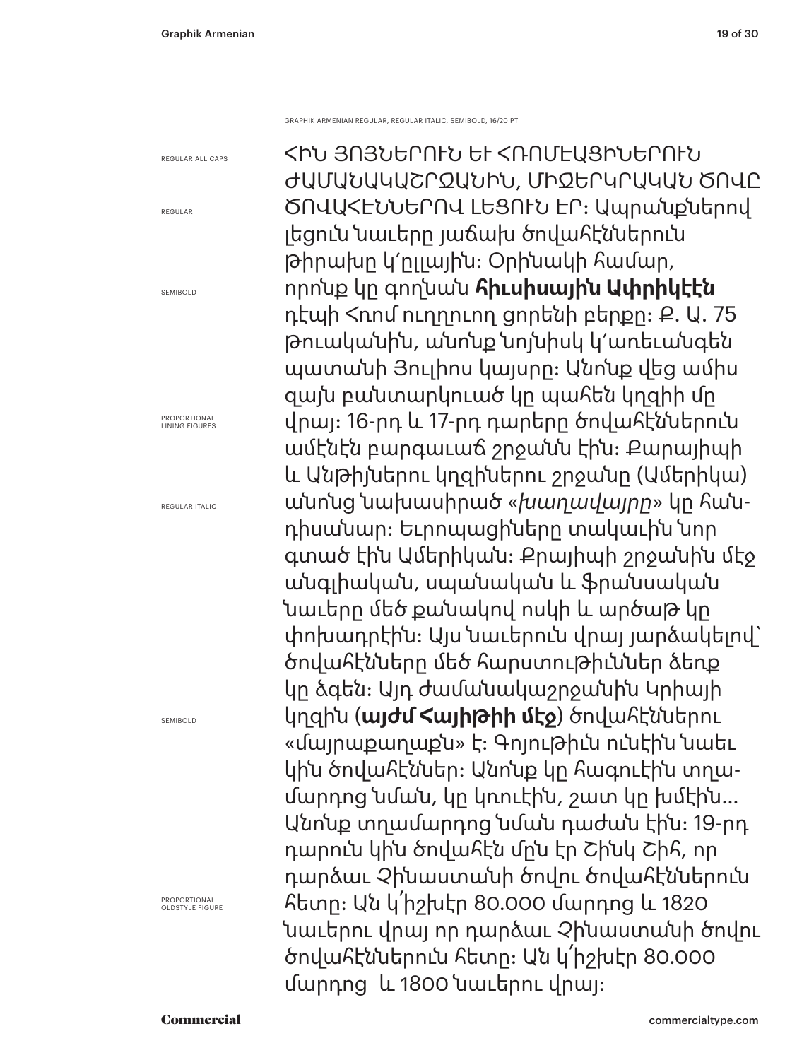GRAPHIK ARMENIAN REGULAR, REGULAR ITALIC, SEMIBOLD, 16/20 PT

REGULAR ALL CAPS

ՀԻՆ ՅՈՅՆԵՐՈՒՆ ԵՒ ՀՌՈՄԷԱՑԻՆԵՐՈՒՆ ԺԱՄԱՆԱԿԱՇՐՋԱՆԻՆ, ՄԻՋԵՐԿՐԱԿԱՆ ԾՈՎԸ ԾՈՎԱՀԷՆՆԵՐՈՎ ԼԵՑՈՒՆ ԷՐ:

REGULAR

Ապրանքներով լեցուն նաւերը յաճախ ծովահէններուն թիրախը կ՛ըլլային: Օրինակի համար,

SEMIBOLD

որոնք կը գողնան **հիւսիսային Ափրիկէէն** դէպի Հռոմ ուղղուող ցորենի բերքը: Ք. Ա. 75 թուականին, անոնք նոյնիսկ կ՛առեւանգեն պատանի Յուլիոս կայսրը: Անոնք վեց ամիս զայն բանտարկուած կը պահեն կղզիի մը

PROPORTIONAL LINING FIGURES

վրայ: 16-րդ և 17-րդ դարերը ծովահէններուն ամէնէն բարգաւաճ շրջանն էին: Քարայիպի և Անթիյներու կղզիներու շրջանը (Ամերիկա)

REGULAR ITALIC

անոնց նախասիրած «*խաղավայրը*» կը հան-դիսանար: Եւրոպացիները տակաւին նոր գտած էին Ամերիկան: Քրայիպի շրջանին մէջ անգլիական, սպանական և ֆրանսական նաւերը մեծ քանակով ոսկի և արծաթ կը փոխադրէին: Այս նաւերուն վրայ յարձակելով՝ ծովահէնները մեծ հարստութիւններ ձեռք կը ձգեն: Այդ ժամանակաշրջանին Կրիայի

SEMIBOLD

կղզին (**այժմ Հայիթիի մէջ**) ծովահէններու «մայրաքաղաքն» է: Գոյութիւն ունէին նաեւ կին ծովահէններ: Անոնք կը հագուէին տղա-մարդոց նման, կը կռուէին, շատ կը խմէին... Անոնք տղամարդոց նման դաժան էին: 19-րդ դարուն կին ծովահէն մըն էր Շինկ Շիհ, որ դարձաւ Չինաստանի ծովու ծովահէններուն

PROPORTIONAL OLDSTYLE FIGURE

հետը: Ան կ՛իշխէր 80.000 մարդոց և 1820 նաւերու վրայ որ դարձաւ Չինաստանի ծովու ծովահէններուն հետը: Ան կ՛իշխէր 80.000 մարդոց  և 1800 նաւերու վրայ: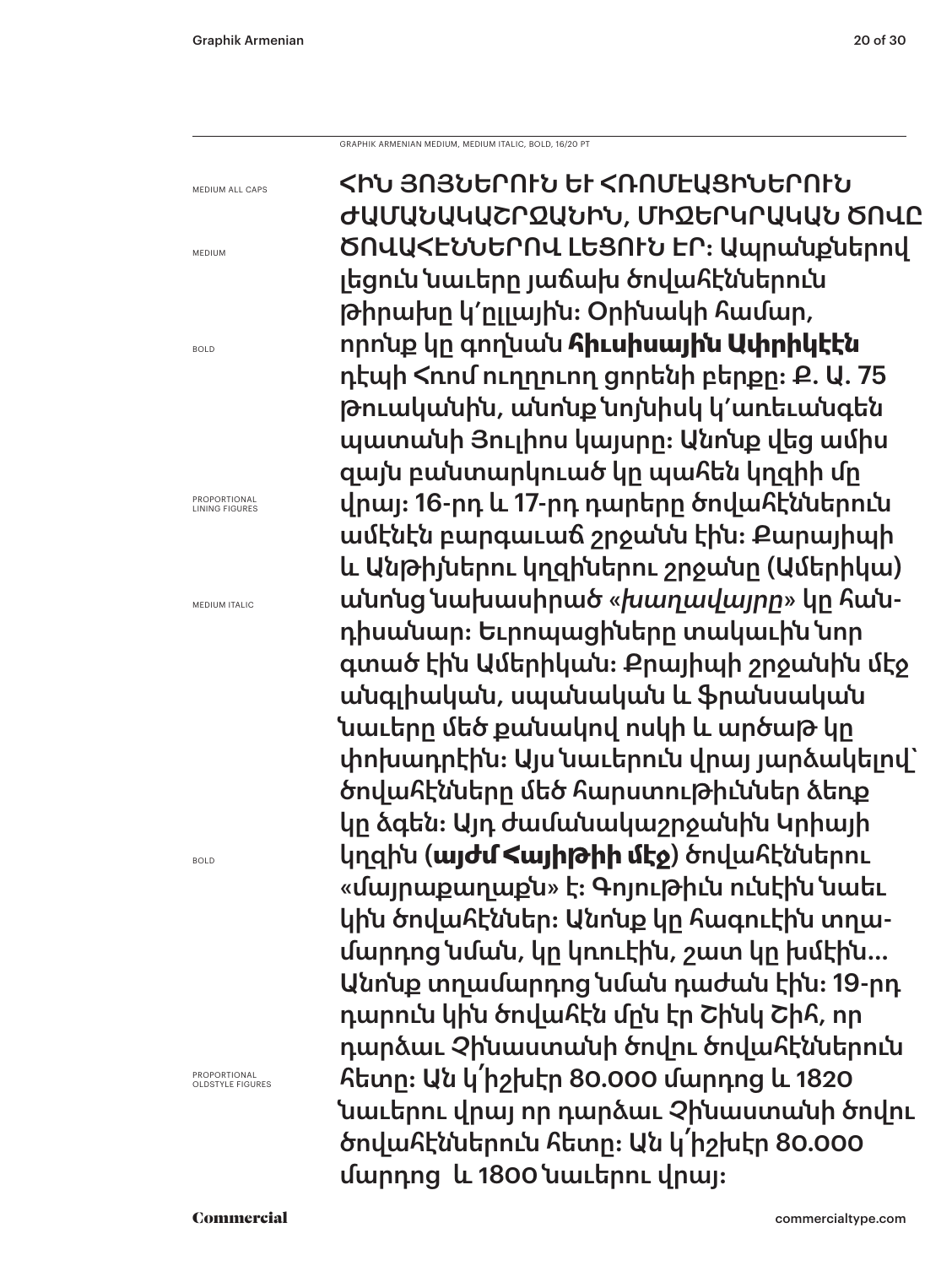GRAPHIK ARMENIAN MEDIUM, MEDIUM ITALIC, BOLD, 16/20 PT

MEDIUM ALL CAPS

ՀԻՆ ՅՈՅՆԵՐՈՒՆ ԵՒ ՀՌՈՄԷԱՑԻՆԵՐՈՒՆ ԺԱՄԱՆԱԿԱՇՐՋԱՆԻՆ, ՄԻՋԵՐԿՐԱԿԱՆ ԾՈՎԸ ԾՈՎԱՀԷՆՆԵՐՈՎ ԼԵՑՈՒՆ ԷՐ: Ապրանքներով լեցուն նաւերը յաճախ ծովահէններուն թիրախը կ՚ըլլային: Օրինակի համար, որոնք կը գողնան **հիւսիսային Ափրիկէէն** դէպի Հռոմ ուղղուող ցորենի բերքը: Ք. Ա. 75 թուականին, անոնք նոյնիսկ կ՚առեւանգեն պատանի Յուլիոս կայսրը: Անոնք վեց ամիս զայն բանտարկուած կը պահեն կղզիի մը վրայ: 16-րդ և 17-րդ դարերը ծովահէններուն ամէնէն բարգաւաճ շրջանն էին: Քարայիպի և Անթիյներու կղզիներու շրջանը (Ամերիկա) անոնց նախասիրած «*խաղավայրը*» կը հանդիսանար: Եւրոպացիները տակաւին նոր գտած էին Ամերիկան: Քրայիպի շրջանին մէջ անգլիական, սպանական և ֆրանսական նաւերը մեծ քանակով ոսկի և արծաթ կը փոխադրէին: Այս նաւերուն վրայ յարձակելով՝ ծովահէնները մեծ հարստութիւններ ձեռք կը ձգեն: Այդ ժամանակաշրջանին Կրիայի կղզին (**այժմ Հայիթիի մէջ**) ծովահէններու «մայրաքաղաքն» է: Գոյութիւն ունէին նաեւ կին ծովահէններ: Անոնք կը հագուէին տղամարդոց նման, կը կռուէին, շատ կը խմէին... Անոնք տղամարդոց նման դաժան էին: 19-րդ դարուն կին ծովահէն մըն էր Շինկ Շիհ, որ դարձաւ Չինաստանի ծովու ծովահէններուն հետը: Ան կ՛իշխէր 80.000 մարդոց և 1820 նաւերու վրայ որ դարձաւ Չինաստանի ծովու ծովահէններուն հետը: Ան կ՛իշխէր 80.000 մարդոց և 1800 նաւերու վրայ:

MEDIUM · BOLD · PROPORTIONAL LINING FIGURES · MEDIUM ITALIC · BOLD · PROPORTIONAL OLDSTYLE FIGURES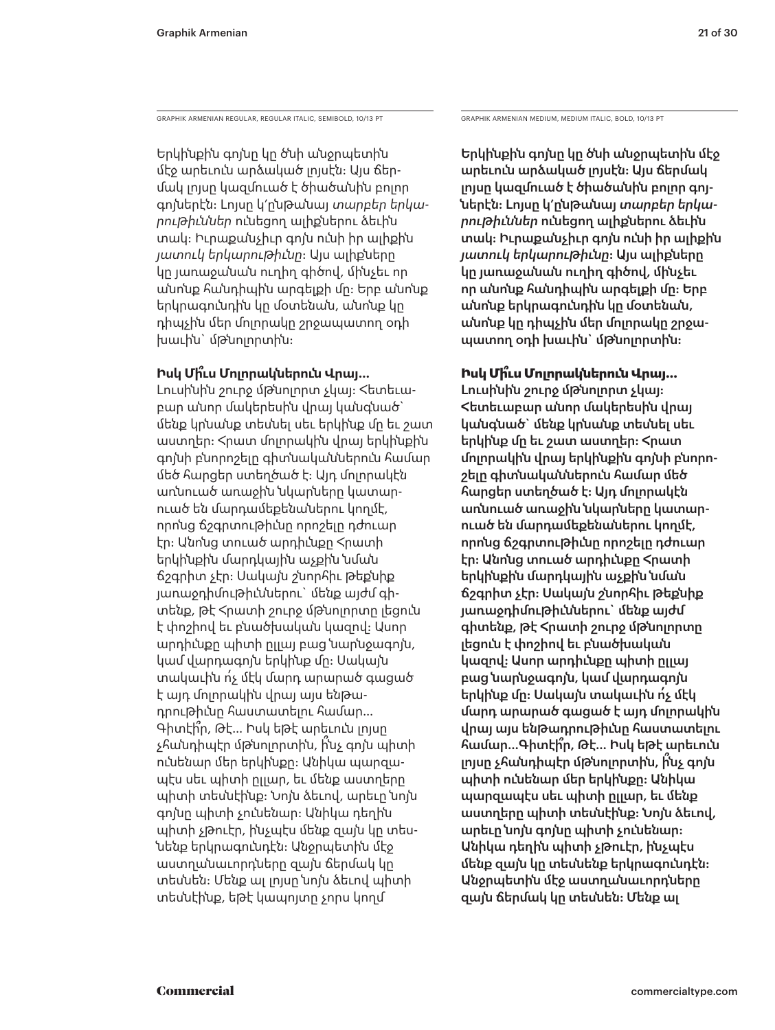GRAPHIK ARMENIAN REGULAR, REGULAR ITALIC, SEMIBOLD, 10/13 PT

Երկինքին գոյնը կը ծնի անջրպետին մէջ արեւուն արձակած լոյսէն։ Այս ճերմակ լոյսը կազմուած է ծիածանին բոլոր գոյներէն։ Լոյսը կ՚ընթանայ *տարբեր երկարութիւններ* ունեցող ալիքներու ձեւին տակ։ Իւրաքանչիւր գոյն ունի իր ալիքին *յատուկ երկարութիւնը*։ Այս ալիքները կը յառաջանան ուղիղ գիծով, մինչեւ որ անոնք հանդիպին արգելքի մը։ Երբ անոնք երկրագունդին կը մօտենան, անոնք կը դիպչին մեր մոլորակը շրջապատող օդի խաւին՝ մթնոլորտին։

**Իսկ Մի՞ւս Մոլորակներուն Վրայ…**

Լուսինին շուրջ մթնոլորտ չկայ։ Հետեւաբար անոր մակերեսին վրայ կանգնած՝ մենք կրնանք տեսնել սեւ երկինք մը եւ շատ աստղեր։ Հրատ մոլորակին վրայ երկինքին գոյնի բնորոշելը գիտնականներուն համար մեծ հարցեր ստեղծած է։ Այդ մոլորակէն առնուած առաջին նկարները կատարուած են մարդամեքենաներու կողմէ, որոնց ճշգրտութիւնը որոշելը դժուար էր։ Անոնց տուած արդիւնքը Հրատի երկինքին մարդկային աչքին նման ճշգրիտ չէր։ Սակայն շնորհիւ թեքնիք յառաջդիմութիւններու՝ մենք այժմ գիտենք, թէ Հրատի շուրջ մթնոլորտը լեցուն է փոշիով եւ բնածխական կազով։ Ասոր արդիւնքը պիտի ըլլայ բաց նարնջագոյն, կամ վարդագոյն երկինք մը։ Սակայն տակաւին ո՛չ մէկ մարդ արարած գացած է այդ մոլորակին վրայ այս ենթադրութիւնը հաստատելու համար… Գիտէ՞ր, Թէ… Իսկ եթէ արեւուն լոյսը չհանդիպէր մթնոլորտին, ի՞նչ գոյն պիտի ունենար մեր երկինքը։ Անիկա պարզապէս սեւ պիտի ըլլար, եւ մենք աստղերը պիտի տեսնէինք։ Նոյն ձեւով, արեւը նոյն գոյնը պիտի չունենար։ Անիկա դեղին պիտի չթուէր, ինչպէս մենք զայն կը տեսնենք երկրագունդէն։ Անջրպետին մէջ աստղանաւորդները զայն ճերմակ կը տեսնեն։ Մենք ալ լոյսը նոյն ձեւով պիտի տեսնէինք, եթէ կապոյտը չորս կողմ

GRAPHIK ARMENIAN MEDIUM, MEDIUM ITALIC, BOLD, 10/13 PT

Երկինքին գոյնը կը ծնի անջրպետին մէջ արեւուն արձակած լոյսէն։ Այս ճերմակ լոյսը կազմուած է ծիածանին բոլոր գոյներէն։ Լոյսը կ՚ընթանայ *տարբեր երկարութիւններ* ունեցող ալիքներու ձեւին տակ։ Իւրաքանչիւր գոյն ունի իր ալիքին *յատուկ երկարութիւնը*։ Այս ալիքները կը յառաջանան ուղիղ գիծով, մինչեւ որ անոնք հանդիպին արգելքի մը։ Երբ անոնք երկրագունդին կը մօտենան, անոնք կը դիպչին մեր մոլորակը շրջապատող օդի խաւին՝ մթնոլորտին։

**Իսկ Մի՞ւս Մոլորակներուն Վրայ…**

Լուսինին շուրջ մթնոլորտ չկայ։ Հետեւաբար անոր մակերեսին վրայ կանգնած՝ մենք կրնանք տեսնել սեւ երկինք մը եւ շատ աստղեր։ Հրատ մոլորակին վրայ երկինքին գոյնի բնորոշելը գիտնականներուն համար մեծ հարցեր ստեղծած է։ Այդ մոլորակէն առնուած առաջին նկարները կատարուած են մարդամեքենաներու կողմէ, որոնց ճշգրտութիւնը որոշելը դժուար էր։ Անոնց տուած արդիւնքը Հրատի երկինքին մարդկային աչքին նման ճշգրիտ չէր։ Սակայն շնորհիւ թեքնիք յառաջդիմութիւններու՝ մենք այժմ գիտենք, թէ Հրատի շուրջ մթնոլորտը լեցուն է փոշիով եւ բնածխական կազով։ Ասոր արդիւնքը պիտի ըլլայ բաց նարնջագոյն, կամ վարդագոյն երկինք մը։ Սակայն տակաւին ո՛չ մէկ մարդ արարած գացած է այդ մոլորակին վրայ այս ենթադրութիւնը հաստատելու համար…Գիտէ՞ր, Թէ… Իսկ եթէ արեւուն լոյսը չհանդիպէր մթնոլորտին, ի՞նչ գոյն պիտի ունենար մեր երկինքը։ Անիկա պարզապէս սեւ պիտի ըլլար, եւ մենք աստղերը պիտի տեսնէինք։ Նոյն ձեւով, արեւը նոյն գոյնը պիտի չունենար։ Անիկա դեղին պիտի չթուէր, ինչպէս մենք զայն կը տեսնենք երկրագունդէն։ Անջրպետին մէջ աստղանաւորդները զայն ճերմակ կը տեսնեն։ Մենք ալ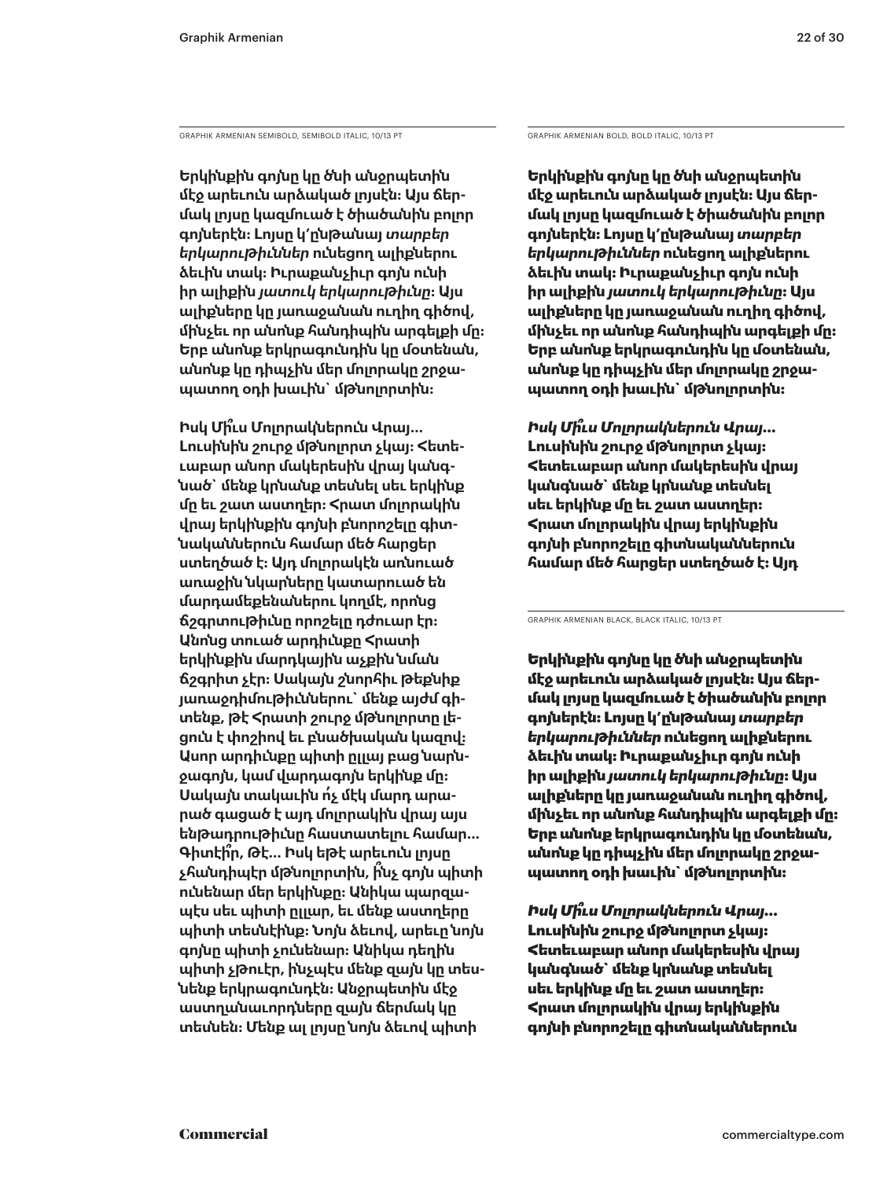GRAPHIK ARMENIAN SEMIBOLD, SEMIBOLD ITALIC, 10/13 PT

Երկինքին գոյնը կը ծնի անջրպետին մէջ արեւուն արձակած լոյսէն: Այս ճեր­մակ լոյսը կազմուած է ծիածանին բոլոր գոյներէն: Լոյսը կ՚ընթանայ *տարբեր երկարութիւններ* ունեցող ալիքներու ձեւին տակ: Իւրաքանչիւր գոյն ունի իր ալիքին *յատուկ երկարութիւնը*: Այս ալիքները կը յառաջանան ուղիղ գիծով, մինչեւ որ անոնք հանդիպին արգելքի մը: Երբ անոնք երկրագունդին կը մօտենան, անոնք կը դիպչին մեր մոլորակը շրջա­պատող օդի խաւին՝ մթնոլորտին:

Իսկ Միւս Մոլորակներուն Վրայ... Լուսինին շուրջ մթնոլորտ չկայ: Հետե­ւաբար անոր մակերեսին վրայ կանգ­նած՝ մենք կրնանք տեսնել սեւ երկինք մը եւ շատ աստղեր: Հրատ մոլորակին վրայ երկինքին գոյնի բնորոշելը գիտ­նականներուն համար մեծ հարցեր ստեղծած է: Այդ մոլորակէն առնուած առաջին նկարները կատարուած են մարդամեքենաներու կողմէ, որոնց ճշգրտութիւնը որոշելը դժուար էր: Անոնց տուած արդիւնքը Հրատի երկինքին մարդկային աչքին նման ճշգրիտ չէր: Սակայն շնորհիւ թեքնիք յառաջդիմութիւններու՝ մենք այժմ գի­տենք, թէ Հրատի շուրջ մթնոլորտը լե­ցուն է փոշիով եւ բնածխական կազով: Ասոր արդիւնքը պիտի ըլլայ բաց նարն­ջագոյն, կամ վարդագոյն երկինք մը: Սակայն տակաւին ո՛չ մէկ մարդ արա­րած գացած է այդ մոլորակին վրայ այս ենթադրութիւնը հաստատելու համար... Գիտէի՞ր, Թէ... Իսկ եթէ արեւուն լոյսը չհանդիպէր մթնոլորտին, ի՞նչ գոյն պիտի ունենար մեր երկինքը: Անիկա պարզա­պէս սեւ պիտի ըլլար, եւ մենք աստղերը պիտի տեսնէինք: Նոյն ձեւով, արեւը նոյն գոյնը պիտի չունենար: Անիկա դեղին պիտի չթուէր, ինչպէս մենք զայն կը տես­նենք երկրագունդէն: Անջրպետին մէջ աստղանաւորդները զայն ճերմակ կը տեսնեն: Մենք ալ լոյսը նոյն ձեւով պիտի

GRAPHIK ARMENIAN BOLD, BOLD ITALIC, 10/13 PT

**Երկինքին գոյնը կը ծնի անջրպետին մէջ արեւուն արձակած լոյսէն: Այս ճեր­մակ լոյսը կազմուած է ծիածանին բոլոր գոյներէն: Լոյսը կ՚ընթանայ *տարբեր երկարութիւններ* ունեցող ալիքներու ձեւին տակ: Իւրաքանչիւր գոյն ունի իր ալիքին *յատուկ երկարութիւնը*: Այս ալիքները կը յառաջանան ուղիղ գիծով, մինչեւ որ անոնք հանդիպին արգելքի մը: Երբ անոնք երկրագունդին կը մօտենան, անոնք կը դիպչին մեր մոլորակը շրջա­պատող օդի խաւին՝ մթնոլորտին:**

***Իսկ Միւս Մոլորակներուն Վրայ...*** **Լուսինին շուրջ մթնոլորտ չկայ: Հետեւաբար անոր մակերեսին վրայ կանգնած՝ մենք կրնանք տեսնել սեւ երկինք մը եւ շատ աստղեր: Հրատ մոլորակին վրայ երկինքին գոյնի բնորոշելը գիտնականներուն համար մեծ հարցեր ստեղծած է: Այդ**

GRAPHIK ARMENIAN BLACK, BLACK ITALIC, 10/13 PT

**Երկինքին գոյնը կը ծնի անջրպետին մէջ արեւուն արձակած լոյսէն: Այս ճեր­մակ լոյսը կազմուած է ծիածանին բոլոր գոյներէն: Լոյսը կ՚ընթանայ *տարբեր երկարութիւններ* ունեցող ալիքներու ձեւին տակ: Իւրաքանչիւր գոյն ունի իր ալիքին *յատուկ երկարութիւնը*: Այս ալիքները կը յառաջանան ուղիղ գիծով, մինչեւ որ անոնք հանդիպին արգելքի մը: Երբ անոնք երկրագունդին կը մօտենան, անոնք կը դիպչին մեր մոլորակը շրջա­պատող օդի խաւին՝ մթնոլորտին:**

***Իսկ Միւս Մոլորակներուն Վրայ...*** **Լուսինին շուրջ մթնոլորտ չկայ: Հետեւաբար անոր մակերեսին վրայ կանգնած՝ մենք կրնանք տեսնել սեւ երկինք մը եւ շատ աստղեր: Հրատ մոլորակին վրայ երկինքին գոյնի բնորոշելը գիտնականներուն**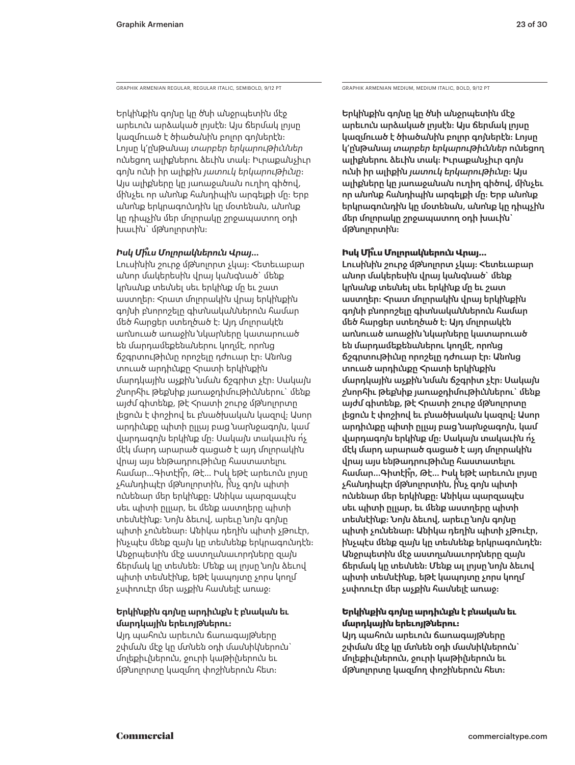GRAPHIK ARMENIAN REGULAR, REGULAR ITALIC, SEMIBOLD, 9/12 PT

Երկինքին գոյնը կը ծնի անջրպետին մէջ արեւուն արձակած լոյսէն։ Այս ճերմակ լոյսը կազմուած է ծիածանին բոլոր գոյներէն։ Լոյսը կ՚ընթանայ *տարբեր երկարութիւններ* ունեցող ալիքներու ձեւին տակ։ Իւրաքանչիւր գոյն ունի իր ալիքին *յատուկ երկարութիւնը*։ Այս ալիքները կը յառաջանան ուղիղ գիծով, մինչեւ որ անոնք հանդիպին արգելքի մը։ Երբ անոնք երկրագունդին կը մօտենան, անոնք կը դիպչին մեր մոլորակը շրջապատող օդի խաւին՝ մթնոլորտին։

***Իսկ Մի՞ւս Մոլորակներուն Վրայ…***

Լուսինին շուրջ մթնոլորտ չկայ։ Հետեւաբար անոր մակերեսին վրայ կանգնած՝ մենք կրնանք տեսնել սեւ երկինք մը եւ շատ աստղեր։ Հրատ մոլորակին վրայ երկինքին գոյնի բնորոշելը գիտնականներուն համար մեծ հարցեր ստեղծած է։ Այդ մոլորակէն առնուած առաջին նկարները կատարուած են մարդամեքենաներու կողմէ, որոնց ճշգրտութիւնը որոշելը դժուար էր։ Անոնց տուած արդիւնքը Հրատի երկինքին մարդկային աչքին նման ճշգրիտ չէր։ Սակայն շնորհիւ թեքնիք յառաջդիմութիւններու՝ մենք այժմ գիտենք, թէ Հրատի շուրջ մթնոլորտը լեցուն է փոշիով եւ բնածխական կազով։ Ասոր արդիւնքը պիտի ըլլայ բաց նարնջագոյն, կամ վարդագոյն երկինք մը։ Սակայն տակաւին ո՛չ մէկ մարդ արարած գացած է այդ մոլորակին վրայ այս ենթադրութիւնը հաստատելու համար…Գիտէի՞ր, Թէ… Իսկ եթէ արեւուն լոյսը չհանդիպէր մթնոլորտին, ի՞նչ գոյն պիտի ունենար մեր երկինքը։ Անիկա պարզապէս սեւ պիտի ըլլար, եւ մենք աստղերը պիտի տեսնէինք։ Նոյն ձեւով, արեւը նոյն գոյնը պիտի չունենար։ Անիկա դեղին պիտի չթուէր, ինչպէս մենք զայն կը տեսնենք երկրագունդէն։ Անջրպետին մէջ աստղանաւորդները զայն ճերմակ կը տեսնեն։ Մենք ալ լոյսը նոյն ձեւով պիտի տեսնէինք, եթէ կապոյտը չորս կողմ չսփռուէր մեր աչքին համնելէ առաջ։

**Երկինքին գոյնը արդիւնքն է բնական եւ մարդկային երեւոյթներու:**

Այդ պահուն արեւուն ճառագայթները շփման մէջ կը մտնեն օդի մասնիկներուն՝ մոլեքիւլներուն, ջուրի կաթիլներուն եւ մթնոլորտը կազմող փոշիներուն հետ։

GRAPHIK ARMENIAN MEDIUM, MEDIUM ITALIC, BOLD, 9/12 PT

Երկինքին գոյնը կը ծնի անջրպետին մէջ արեւուն արձակած լոյսէն։ Այս ճերմակ լոյսը կազմուած է ծիածանին բոլոր գոյներէն։ Լոյսը կ՚ընթանայ *տարբեր երկարութիւններ* ունեցող ալիքներու ձեւին տակ։ Իւրաքանչիւր գոյն ունի իր ալիքին *յատուկ երկարութիւնը*։ Այս ալիքները կը յառաջանան ուղիղ գիծով, մինչեւ որ անոնք հանդիպին արգելքի մը։ Երբ անոնք երկրագունդին կը մօտենան, անոնք կը դիպչին մեր մոլորակը շրջապատող օդի խաւին՝ մթնոլորտին։

***Իսկ Մի՞ւս Մոլորակներուն Վրայ…***

Լուսինին շուրջ մթնոլորտ չկայ։ Հետեւաբար անոր մակերեսին վրայ կանգնած՝ մենք կրնանք տեսնել սեւ երկինք մը եւ շատ աստղեր։ Հրատ մոլորակին վրայ երկինքին գոյնի բնորոշելը գիտնականներուն համար մեծ հարցեր ստեղծած է։ Այդ մոլորակէն առնուած առաջին նկարները կատարուած են մարդամեքենաներու կողմէ, որոնց ճշգրտութիւնը որոշելը դժուար էր։ Անոնց տուած արդիւնքը Հրատի երկինքին մարդկային աչքին նման ճշգրիտ չէր։ Սակայն շնորհիւ թեքնիք յառաջդիմութիւններու՝ մենք այժմ գիտենք, թէ Հրատի շուրջ մթնոլորտը լեցուն է փոշիով եւ բնածխական կազով։ Ասոր արդիւնքը պիտի ըլլայ բաց նարնջագոյն, կամ վարդագոյն երկինք մը։ Սակայն տակաւին ո՛չ մէկ մարդ արարած գացած է այդ մոլորակին վրայ այս ենթադրութիւնը հաստատելու համար…Գիտէի՞ր, Թէ… Իսկ եթէ արեւուն լոյսը չհանդիպէր մթնոլորտին, ի՞նչ գոյն պիտի ունենար մեր երկինքը։ Անիկա պարզապէս սեւ պիտի ըլլար, եւ մենք աստղերը պիտի տեսնէինք։ Նոյն ձեւով, արեւը նոյն գոյնը պիտի չունենար։ Անիկա դեղին պիտի չթուէր, ինչպէս մենք զայն կը տեսնենք երկրագունդէն։ Անջրպետին մէջ աստղանաւորդները զայն ճերմակ կը տեսնեն։ Մենք ալ լոյսը նոյն ձեւով պիտի տեսնէինք, եթէ կապոյտը չորս կողմ չսփռուէր մեր աչքին համնելէ առաջ։

***Երկինքին գոյնը արդիւնքն է բնական եւ մարդկային երեւոյթներու:***

Այդ պահուն արեւուն ճառագայթները շփման մէջ կը մտնեն օդի մասնիկներուն՝ մոլեքիւլներուն, ջուրի կաթիլներուն եւ մթնոլորտը կազմող փոշիներուն հետ։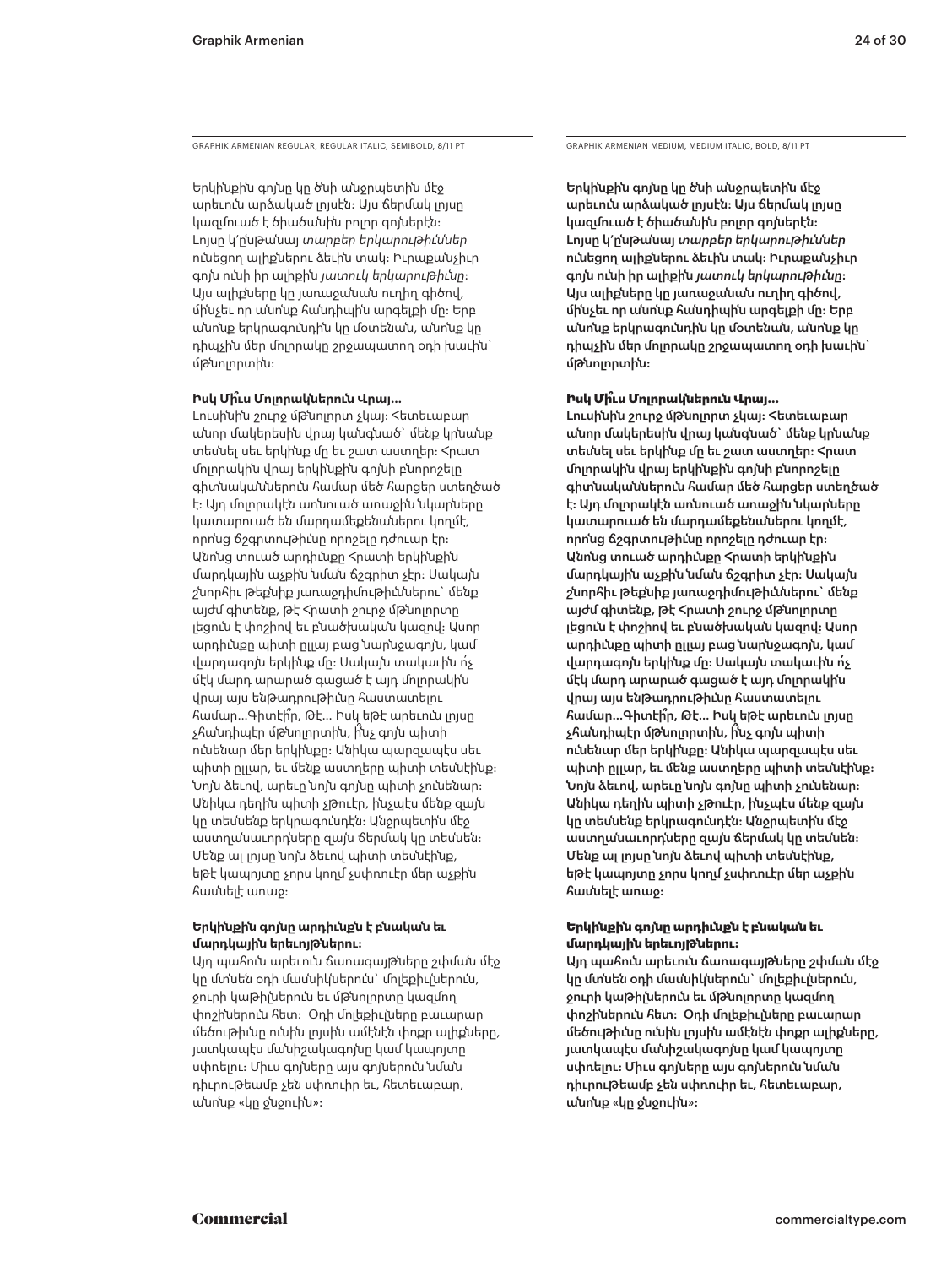GRAPHIK ARMENIAN REGULAR, REGULAR ITALIC, SEMIBOLD, 8/11 PT

Երկինքին գոյնը կը ծնի անջրպետին մէջ արեւուն արձակած լոյսէն։ Այս ճերմակ լոյսը կազմուած է ծիածանին բոլոր գոյներէն։ Լոյսը կ՛ընթանայ *տարբեր երկարութիւններ* ունեցող ալիքներու ձեւին տակ։ Իւրաքանչիւր գոյն ունի իր ալիքին *յատուկ երկարութիւնը*։ Այս ալիքները կը յառաջանան ուղիղ գիծով, մինչեւ որ անոնք հանդիպին արգելքի մը։ Երբ անոնք երկրագունդին կը մօտենան, անոնք կը դիպչին մեր մոլորակը շրջապատող օդի խաւին՝ մթնոլորտին։

**Իսկ Միՙւս Մոլորակներուն Վրայ...**
Լուսինին շուրջ մթնոլորտ չկայ։ Հետեւաբար անոր մակերեսին վրայ կանգնած՝ մենք կրնանք տեսնել սեւ երկինք մը եւ շատ աստղեր։ Հրատ մոլորակին վրայ երկինքին գոյնի բնորոշելը գիտնականներուն համար մեծ հարցեր ստեղծած է։ Այդ մոլորակէն առնուած առաջին նկարները կատարուած են մարդամեքենաներու կողմէ, որոնց ճշգրտութիւնը որոշելը դժուար էր։ Անոնց տուած արդիւնքը Հրատի երկինքին մարդկային աչքին նման ճշգրիտ չէր։ Սակայն շնորհիւ թեքնիք յառաջդիմութիւններու՝ մենք այժմ գիտենք, թէ Հրատի շուրջ մթնոլորտը լեցուն է փոշիով եւ բնածխական կազով։ Աստր արդիւնքը պիտի ըլլայ բաց նարնջագոյն, կամ վարդագոյն երկինք մը։ Սակայն տակաւին ո՛չ մէկ մարդ արարած գացած է այդ մոլորակին վրայ այս ենթադրութիւնը հաստատելու համար...Գիտէ՞ք, Թէ... Իսկ եթէ արեւուն լոյսը չհանդիպէր մթնոլորտին, ի՞նչ գոյն պիտի ունենար մեր երկինքը։ Անիկա պարզապէս սեւ պիտի ըլլար, եւ մենք աստղերը պիտի տեսնէինք։ Նոյն ձեւով, արեւը նոյն գոյնը պիտի չունենար։ Անիկա դեղին պիտի չթուէր, ինչպէս մենք զայն կը տեսնենք երկրագունդէն։ Անջրպետին մէջ աստղանաւորդները զայն ճերմակ կը տեսնեն։ Մենք ալ լոյսը նոյն ձեւով պիտի տեսնէինք, եթէ կապոյտը չորս կողմ չսփռուէր մեր աչքին հասնելէ առաջ։

**Երկինքին գոյնը արդիւնքն է բնական եւ մարդկային երեւոյթներու։**
Այդ պահուն արեւուն ճառագայթները շփման մէջ կը մտնեն օդի մասնիկներուն՝ մոլեքիւլներուն, ջուրի կաթիլներուն եւ մթնոլորտը կազմող փոշիներուն հետ։ Օդի մոլեքիւլները բաւարար մեծութիւնը ունին լոյսին ամէնէն փոքր ալիքները, յատկապէս մանիշակագոյնը կամ կապոյտը սփռելու։ Միւս գոյները այս գոյներուն նման դիւրութեամբ չեն սփռուիր եւ, հետեւաբար, անոնք «կը ջնջուին»։

GRAPHIK ARMENIAN MEDIUM, MEDIUM ITALIC, BOLD, 8/11 PT

Երկինքին գոյնը կը ծնի անջրպետին մէջ արեւուն արձակած լոյսէն։ Այս ճերմակ լոյսը կազմուած է ծիածանին բոլոր գոյներէն։ Լոյսը կ՛ընթանայ *տարբեր երկարութիւններ* ունեցող ալիքներու ձեւին տակ։ Իւրաքանչիւր գոյն ունի իր ալիքին *յատուկ երկարութիւնը*։ Այս ալիքները կը յառաջանան ուղիղ գիծով, մինչեւ որ անոնք հանդիպին արգելքի մը։ Երբ անոնք երկրագունդին կը մօտենան, անոնք կը դիպչին մեր մոլորակը շրջապատող օդի խաւին՝ մթնոլորտին։

**Իսկ Միՙւս Մոլորակներուն Վրայ...**
Լուսինին շուրջ մթնոլորտ չկայ։ Հետեւաբար անոր մակերեսին վրայ կանգնած՝ մենք կրնանք տեսնել սեւ երկինք մը եւ շատ աստղեր։ Հրատ մոլորակին վրայ երկինքին գոյնի բնորոշելը գիտնականներուն համար մեծ հարցեր ստեղծած է։ Այդ մոլորակէն առնուած առաջին նկարները կատարուած են մարդամեքենաներու կողմէ, որոնց ճշգրտութիւնը որոշելը դժուար էր։ Անոնց տուած արդիւնքը Հրատի երկինքին մարդկային աչքին նման ճշգրիտ չէր։ Սակայն շնորհիւ թեքնիք յառաջդիմութիւններու՝ մենք այժմ գիտենք, թէ Հրատի շուրջ մթնոլորտը լեցուն է փոշիով եւ բնածխական կազով։ Աստր արդիւնքը պիտի ըլլայ բաց նարնջագոյն, կամ վարդագոյն երկինք մը։ Սակայն տակաւին ո՛չ մէկ մարդ արարած գացած է այդ մոլորակին վրայ այս ենթադրութիւնը հաստատելու համար...Գիտէ՞ք, Թէ... Իսկ եթէ արեւուն լոյսը չհանդիպէր մթնոլորտին, ի՞նչ գոյն պիտի ունենար մեր երկինքը։ Անիկա պարզապէս սեւ պիտի ըլլար, եւ մենք աստղերը պիտի տեսնէինք։ Նոյն ձեւով, արեւը նոյն գոյնը պիտի չունենար։ Անիկա դեղին պիտի չթուէր, ինչպէս մենք զայն կը տեսնենք երկրագունդէն։ Անջրպետին մէջ աստղանաւորդները զայն ճերմակ կը տեսնեն։ Մենք ալ լոյսը նոյն ձեւով պիտի տեսնէինք, եթէ կապոյտը չորս կողմ չսփռուէր մեր աչքին հասնելէ առաջ։

**Երկինքին գոյնը արդիւնքն է բնական եւ մարդկային երեւոյթներու։**
Այդ պահուն արեւուն ճառագայթները շփման մէջ կը մտնեն օդի մասնիկներուն՝ մոլեքիւլներուն, ջուրի կաթիլներուն եւ մթնոլորտը կազմող փոշիներուն հետ։ Օդի մոլեքիւլները բաւարար մեծութիւնը ունին լոյսին ամէնէն փոքր ալիքները, յատկապէս մանիշակագոյնը կամ կապոյտը սփռելու։ Միւս գոյները այս գոյներուն նման դիւրութեամբ չեն սփռուիր եւ, հետեւաբար, անոնք «կը ջնջուին»։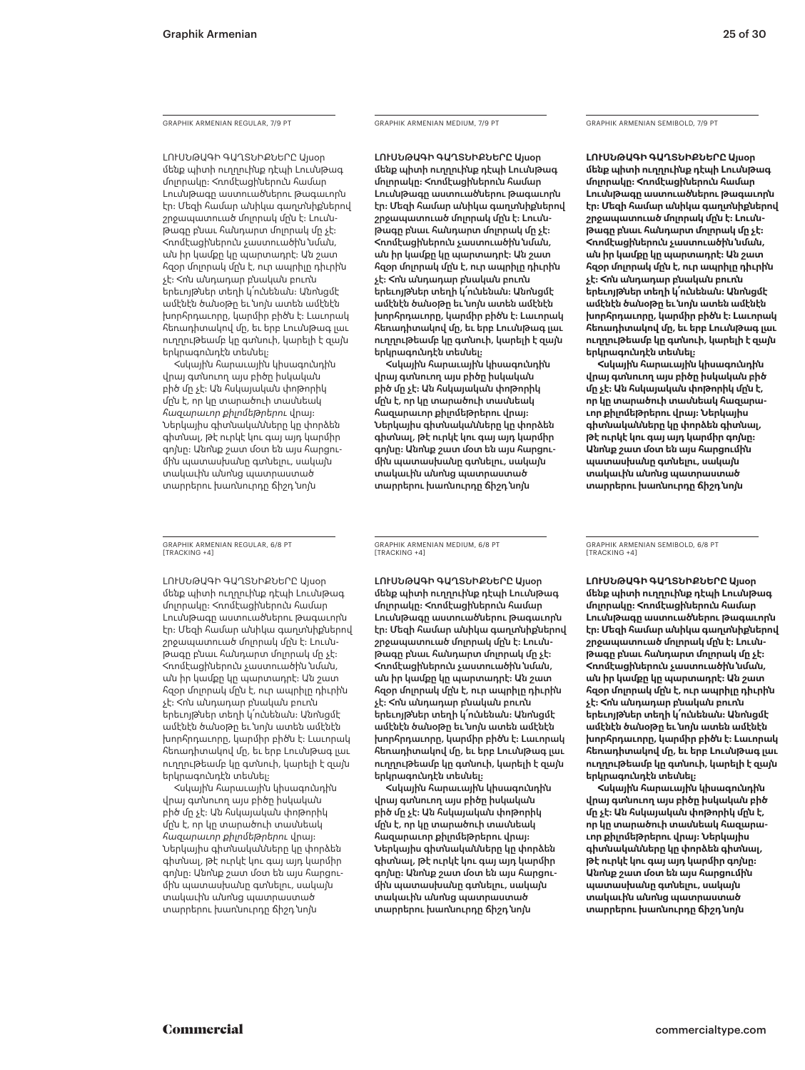GRAPHIK ARMENIAN REGULAR, 7/9 PT

ԼՈՒՍՆԹԱԳԻ ԳԱՂՏՆԻՔՆԵՐԸ Այսօր մենք պիտի ուղղուինք դէպի Լուսնթագ մոլորակը: Հոռմէացիներուն համար Լուսնթագը աստուածներու թագաւորն էր: Մեզի համար անիկա գաղտնիքներով շրջապատուած մոլորակ մըն է: Լուսնթագը բնաւ հանդարտ մոլորակ մը չէ: Հոռմէացիներուն չաստուածին նման, ան իր կամքը կը պարտադրէ: Ան շատ հզօր մոլորակ մըն է, ուր ապրիլը դիւրին չէ: Հոն անդադար բնական բուռն երեւոյթներ տեղի կ՚ունենան: Անոնցմէ ամէնէն ծանօթը եւ նոյն ատեն ամէնէն խորհրդաւորը, կարմիր բիծն է: Լաւորակ հեռադիտակով մը, եւ երբ Լուսնթագ լաւ ուղղութեամբ կը գտնուի, կարելի է զայն երկրագունդէն տեսնել:

Հսկային հարաւային կիսագունդին վրայ գտնուող այս բիծը իսկական բիծ մը չէ: Ան հսկայական փոթորիկ մըն է, որ կը տարածուի տասնեակ *հազարաւոր քիլոմեթրերու* վրայ: Ներկայիս գիտնականները կը փորձեն գիտնալ, թէ ուրկէ կու գայ այդ կարմիր գոյնը: Անոնք շատ մօտ են այս հարցումին պատասխանը գտնելու, սակայն տակաւին անոնց պատրաստած տարրերու խառնուրդը ճիշդ նոյն

GRAPHIK ARMENIAN MEDIUM, 7/9 PT

ԼՈՒՍՆԹԱԳԻ ԳԱՂՏՆԻՔՆԵՐԸ Այսօր մենք պիտի ուղղուինք դէպի Լուսնթագ մոլորակը: Հոռմէացիներուն համար Լուսնթագը աստուածներու թագաւորն էր: Մեզի համար անիկա գաղտնիքներով շրջապատուած մոլորակ մըն է: Լուսնթագը բնաւ հանդարտ մոլորակ մը չէ: Հոռմէացիներուն չաստուածին նման, ան իր կամքը կը պարտադրէ: Ան շատ հզօր մոլորակ մըն է, ուր ապրիլը դիւրին չէ: Հոն անդադար բնական բուռն երեւոյթներ տեղի կ՚ունենան: Անոնցմէ ամէնէն ծանօթը եւ նոյն ատեն ամէնէն խորհրդաւորը, կարմիր բիծն է: Լաւորակ հեռադիտակով մը, եւ երբ Լուսնթագ լաւ ուղղութեամբ կը գտնուի, կարելի է զայն երկրագունդէն տեսնել:

Հսկային հարաւային կիսագունդին վրայ գտնուող այս բիծը իսկական բիծ մը չէ: Ան հսկայական փոթորիկ մըն է, որ կը տարածուի տասնեակ *հազարաւոր քիլոմեթրերու* վրայ: Ներկայիս գիտնականները կը փորձեն գիտնալ, թէ ուրկէ կու գայ այդ կարմիր գոյնը: Անոնք շատ մօտ են այս հարցումին պատասխանը գտնելու, սակայն տակաւին անոնց պատրաստած տարրերու խառնուրդը ճիշդ նոյն

GRAPHIK ARMENIAN SEMIBOLD, 7/9 PT

**ԼՈՒՍՆԹԱԳԻ ԳԱՂՏՆԻՔՆԵՐԸ Այսօր մենք պիտի ուղղուինք դէպի Լուսնթագ մոլորակը: Հոռմէացիներուն համար Լուսնթագը աստուածներու թագաւորն էր: Մեզի համար անիկա գաղտնիքներով շրջապատուած մոլորակ մըն է: Լուսնթագը բնաւ հանդարտ մոլորակ մը չէ: Հոռմէացիներուն չաստուածին նման, ան իր կամքը կը պարտադրէ: Ան շատ հզօր մոլորակ մըն է, ուր ապրիլը դիւրին չէ: Հոն անդադար բնական բուռն երեւոյթներ տեղի կ՚ունենան: Անոնցմէ ամէնէն ծանօթը եւ նոյն ատեն ամէնէն խորհրդաւորը, կարմիր բիծն է: Լաւորակ հեռադիտակով մը, եւ երբ Լուսնթագ լաւ ուղղութեամբ կը գտնուի, կարելի է զայն երկրագունդէն տեսնել:**

**Հսկային հարաւային կիսագունդին վրայ գտնուող այս բիծը իսկական բիծ մը չէ: Ան հսկայական փոթորիկ մըն է, որ կը տարածուի տասնեակ *հազարաւոր քիլոմեթրերու* վրայ: Ներկայիս գիտնականները կը փորձեն գիտնալ, թէ ուրկէ կու գայ այդ կարմիր գոյնը: Անոնք շատ մօտ են այս հարցումին պատասխանը գտնելու, սակայն տակաւին անոնց պատրաստած տարրերու խառնուրդը ճիշդ նոյն**

GRAPHIK ARMENIAN REGULAR, 6/8 PT [TRACKING +4]

ԼՈՒՍՆԹԱԳԻ ԳԱՂՏՆԻՔՆԵՐԸ Այսօր մենք պիտի ուղղուինք դէպի Լուսնթագ մոլորակը: Հոռմէացիներուն համար Լուսնթագը աստուածներու թագաւորն էր: Մեզի համար անիկա գաղտնիքներով շրջապատուած մոլորակ մըն է: Լուսնթագը բնաւ հանդարտ մոլորակ մը չէ: Հոռմէացիներուն չաստուածին նման, ան իր կամքը կը պարտադրէ: Ան շատ հզօր մոլորակ մըն է, ուր ապրիլը դիւրին չէ: Հոն անդադար բնական բուռն երեւոյթներ տեղի կ՚ունենան: Անոնցմէ ամէնէն ծանօթը եւ նոյն ատեն ամէնէն խորհրդաւորը, կարմիր բիծն է: Լաւորակ հեռադիտակով մը, եւ երբ Լուսնթագ լաւ ուղղութեամբ կը գտնուի, կարելի է զայն երկրագունդէն տեսնել:

Հսկային հարաւային կիսագունդին վրայ գտնուող այս բիծը իսկական բիծ մը չէ: Ան հսկայական փոթորիկ մըն է, որ կը տարածուի տասնեակ *հազարաւոր քիլոմեթրերու* վրայ: Ներկայիս գիտնականները կը փորձեն գիտնալ, թէ ուրկէ կու գայ այդ կարմիր գոյնը: Անոնք շատ մօտ են այս հարցումին պատասխանը գտնելու, սակայն տակաւին անոնց պատրաստած տարրերու խառնուրդը ճիշդ նոյն

GRAPHIK ARMENIAN MEDIUM, 6/8 PT [TRACKING +4]

ԼՈՒՍՆԹԱԳԻ ԳԱՂՏՆԻՔՆԵՐԸ Այսօր մենք պիտի ուղղուինք դէպի Լուսնթագ մոլորակը: Հոռմէացիներուն համար Լուսնթագը աստուածներու թագաւորն էր: Մեզի համար անիկա գաղտնիքներով շրջապատուած մոլորակ մըն է: Լուսնթագը բնաւ հանդարտ մոլորակ մը չէ: Հոռմէացիներուն չաստուածին նման, ան իր կամքը կը պարտադրէ: Ան շատ հզօր մոլորակ մըն է, ուր ապրիլը դիւրին չէ: Հոն անդադար բնական բուռն երեւոյթներ տեղի կ՚ունենան: Անոնցմէ ամէնէն ծանօթը եւ նոյն ատեն ամէնէն խորհրդաւորը, կարմիր բիծն է: Լաւորակ հեռադիտակով մը, եւ երբ Լուսնթագ լաւ ուղղութեամբ կը գտնուի, կարելի է զայն երկրագունդէն տեսնել:

Հսկային հարաւային կիսագունդին վրայ գտնուող այս բիծը իսկական բիծ մը չէ: Ան հսկայական փոթորիկ մըն է, որ կը տարածուի տասնեակ *հազարաւոր քիլոմեթրերու* վրայ: Ներկայիս գիտնականները կը փորձեն գիտնալ, թէ ուրկէ կու գայ այդ կարմիր գոյնը: Անոնք շատ մօտ են այս հարցումին պատասխանը գտնելու, սակայն տակաւին անոնց պատրաստած տարրերու խառնուրդը ճիշդ նոյն

GRAPHIK ARMENIAN SEMIBOLD, 6/8 PT [TRACKING +4]

**ԼՈՒՍՆԹԱԳԻ ԳԱՂՏՆԻՔՆԵՐԸ Այսօր մենք պիտի ուղղուինք դէպի Լուսնթագ մոլորակը: Հոռմէացիներուն համար Լուսնթագը աստուածներու թագաւորն էր: Մեզի համար անիկա գաղտնիքներով շրջապատուած մոլորակ մըն է: Լուսնթագը բնաւ հանդարտ մոլորակ մը չէ: Հոռմէացիներուն չաստուածին նման, ան իր կամքը կը պարտադրէ: Ան շատ հզօր մոլորակ մըն է, ուր ապրիլը դիւրին չէ: Հոն անդադար բնական բուռն երեւոյթներ տեղի կ՚ունենան: Անոնցմէ ամէնէն ծանօթը եւ նոյն ատեն ամէնէն խորհրդաւորը, կարմիր բիծն է: Լաւորակ հեռադիտակով մը, եւ երբ Լուսնթագ լաւ ուղղութեամբ կը գտնուի, կարելի է զայն երկրագունդէն տեսնել:**

**Հսկային հարաւային կիսագունդին վրայ գտնուող այս բիծը իսկական բիծ մը չէ: Ան հսկայական փոթորիկ մըն է, որ կը տարածուի տասնեակ *հազարաւոր քիլոմեթրերու* վրայ: Ներկայիս գիտնականները կը փորձեն գիտնալ, թէ ուրկէ կու գայ այդ կարմիր գոյնը: Անոնք շատ մօտ են այս հարցումին պատասխանը գտնելու, սակայն տակաւին անոնց պատրաստած տարրերու խառնուրդը ճիշդ նոյն**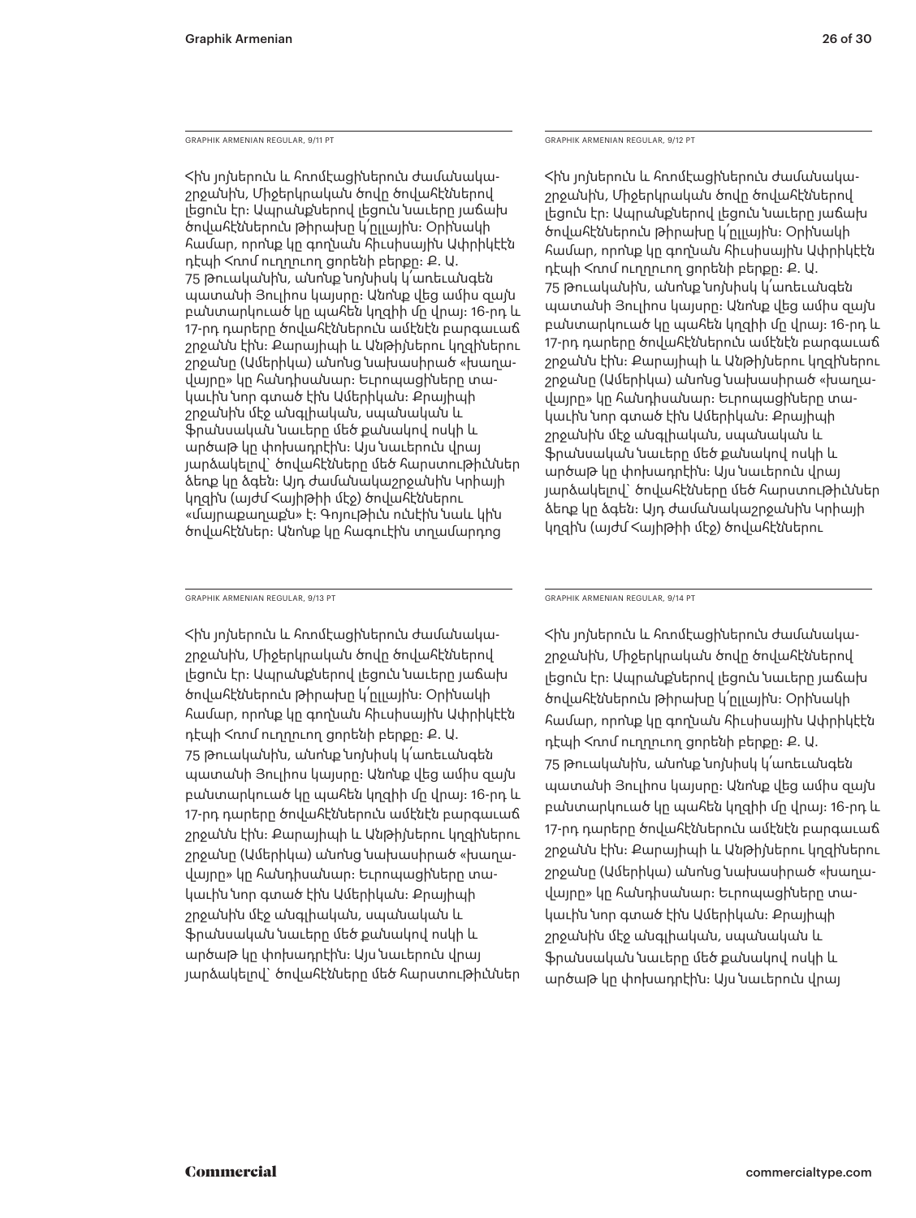GRAPHIK ARMENIAN REGULAR, 9/11 PT

Հին յոյներուն և հռոմէացիներուն ժամանակա-շրջանին, Միջերկրական ծովը ծովահէններով լեցուն էր: Ապրանքներով լեցուն նաւերը յաճախ ծովահէններուն թիրախը կ՛ըլլային: Օրինակի համար, որոնք կը գողնան հիւսիսային Ափրիկէէն դէպի Հռոմ ուղղուող ցորենի բերքը: Ք. Ա. 75 թուականին, անոնք նոյնիսկ կ՛առեւանգեն պատանի Յուլիոս կայսրը: Անոնք վեց ամիս զայն բանտարկուած կը պահեն կղզիի մը վրայ: 16-րդ և 17-րդ դարերը ծովահէններուն ամէնէն բարգաւաճ շրջանն էին: Քարայիպի և Անթիյներու կղզիներու շրջանը (Ամերիկա) անոնց նախասիրած «խաղա-վայրը» կը հանդիսանար: Եւրոպացիները տա-կաւին նոր գտած էին Ամերիկան: Քրայիպի շրջանին մէջ անգլիական, սպանական և ֆրանսական նաւերը մեծ քանակով ոսկի և արծաթ կը փոխադրէին: Այս նաւերուն վրայ յարձակելով՝ ծովահէնները մեծ հարստութիւններ ձեռք կը ձգեն: Այդ ժամանակաշրջանին Կրիայի կղզին (այժմ Հայիթիի մէջ) ծովահէններու «մայրաքաղաքն» է: Գոյութիւն ունէին նաև կին ծովահէններ: Անոնք կը հագուէին տղամարդոց

GRAPHIK ARMENIAN REGULAR, 9/12 PT

Հին յոյներուն և հռոմէացիներուն ժամանակա-շրջանին, Միջերկրական ծովը ծովահէններով լեցուն էր: Ապրանքներով լեցուն նաւերը յաճախ ծովահէններուն թիրախը կ՛ըլլային: Օրինակի համար, որոնք կը գողնան հիւսիսային Ափրիկէէն դէպի Հռոմ ուղղուող ցորենի բերքը: Ք. Ա. 75 թուականին, անոնք նոյնիսկ կ՛առեւանգեն պատանի Յուլիոս կայսրը: Անոնք վեց ամիս զայն բանտարկուած կը պահեն կղզիի մը վրայ: 16-րդ և 17-րդ դարերը ծովահէններուն ամէնէն բարգաւաճ շրջանն էին: Քարայիպի և Անթիյներու կղզիներու շրջանը (Ամերիկա) անոնց նախասիրած «խաղա-վայրը» կը հանդիսանար: Եւրոպացիները տա-կաւին նոր գտած էին Ամերիկան: Քրայիպի շրջանին մէջ անգլիական, սպանական և ֆրանսական նաւերը մեծ քանակով ոսկի և արծաթ կը փոխադրէին: Այս նաւերուն վրայ յարձակելով՝ ծովահէնները մեծ հարստութիւններ ձեռք կը ձգեն: Այդ ժամանակաշրջանին Կրիայի կղզին (այժմ Հայիթիի մէջ) ծովահէններու

GRAPHIK ARMENIAN REGULAR, 9/13 PT

Հին յոյներուն և հռոմէացիներուն ժամանակա-շրջանին, Միջերկրական ծովը ծովահէններով լեցուն էր: Ապրանքներով լեցուն նաւերը յաճախ ծովահէններուն թիրախը կ՛ըլլային: Օրինակի համար, որոնք կը գողնան հիւսիսային Ափրիկէէն դէպի Հռոմ ուղղուող ցորենի բերքը: Ք. Ա. 75 թուականին, անոնք նոյնիսկ կ՛առեւանգեն պատանի Յուլիոս կայսրը: Անոնք վեց ամիս զայն բանտարկուած կը պահեն կղզիի մը վրայ: 16-րդ և 17-րդ դարերը ծովահէններուն ամէնէն բարգաւաճ շրջանն էին: Քարայիպի և Անթիյներու կղզիներու շրջանը (Ամերիկա) անոնց նախասիրած «խաղա-վայրը» կը հանդիսանար: Եւրոպացիները տա-կաւին նոր գտած էին Ամերիկան: Քրայիպի շրջանին մէջ անգլիական, սպանական և ֆրանսական նաւերը մեծ քանակով ոսկի և արծաթ կը փոխադրէին: Այս նաւերուն վրայ յարձակելով՝ ծովահէնները մեծ հարստութիւններ

GRAPHIK ARMENIAN REGULAR, 9/14 PT

Հին յոյներուն և հռոմէացիներուն ժամանակա-շրջանին, Միջերկրական ծովը ծովահէններով լեցուն էր: Ապրանքներով լեցուն նաւերը յաճախ ծովահէններուն թիրախը կ՛ըլլային: Օրինակի համար, որոնք կը գողնան հիւսիսային Ափրիկէէն դէպի Հռոմ ուղղուող ցորենի բերքը: Ք. Ա. 75 թուականին, անոնք նոյնիսկ կ՛առեւանգեն պատանի Յուլիոս կայսրը: Անոնք վեց ամիս զայն բանտարկուած կը պահեն կղզիի մը վրայ: 16-րդ և 17-րդ դարերը ծովահէններուն ամէնէն բարգաւաճ շրջանն էին: Քարայիպի և Անթիյներու կղզիներու շրջանը (Ամերիկա) անոնց նախասիրած «խաղա-վայրը» կը հանդիսանար: Եւրոպացիները տա-կաւին նոր գտած էին Ամերիկան: Քրայիպի շրջանին մէջ անգլիական, սպանական և ֆրանսական նաւերը մեծ քանակով ոսկի և արծաթ կը փոխադրէին: Այս նաւերուն վրայ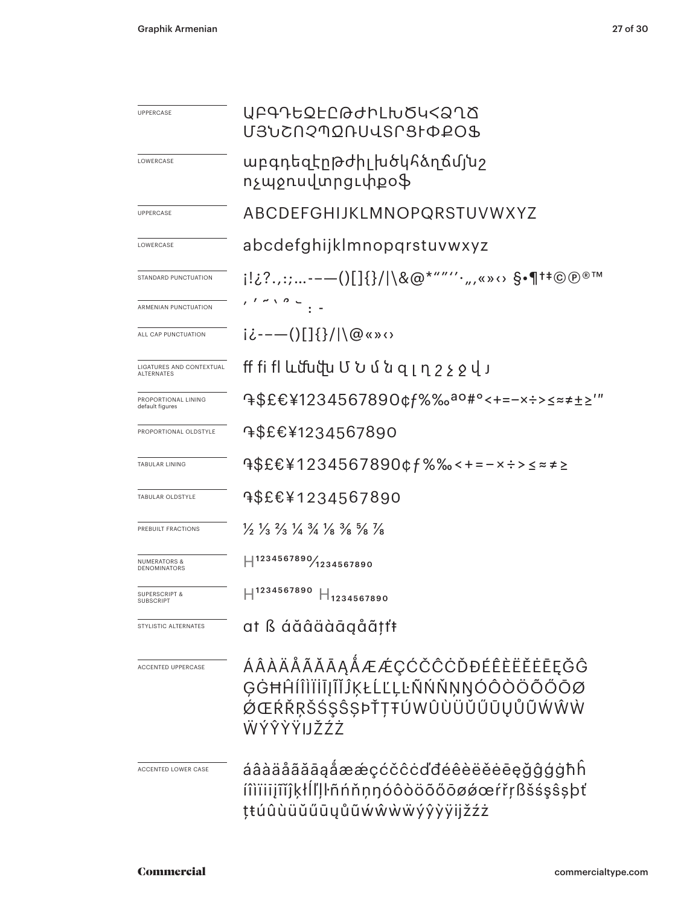| | |
|---|---|
| UPPERCASE | ԱԲԳԴԵԶԷԸԹԺԻԼԽԾԿՀՁՂՃ ՄՅՆՇՈՉՊՋՌՍՎՏՐՑՒՓՔՕՖ |
| LOWERCASE | աբգդեզէըթժիլխծկհձղճմյնշ ոչպջռսվտրցւփքօֆ |
| UPPERCASE | ABCDEFGHIJKLMNOPQRSTUVWXYZ |
| LOWERCASE | abcdefghijklmnopqrstuvwxyz |
| STANDARD PUNCTUATION | ¡!¿?.,:;…-–—()[]{}/\|\&@*“”‘’·„‚«»‹› §•¶†‡©℗®™ |
| ARMENIAN PUNCTUATION | ՝ ՛ ՜ ՚ ՞ ՟ ։ ֊ |
| ALL CAP PUNCTUATION | ¡¿-–—()[]{}/\|\@«»‹› |
| LIGATURES AND CONTEXTUAL ALTERNATES | ff fi fl ﬓﬔﬕﬖﬗ Մ Ն մ ն զ լ ղ շ չ ջ վ յ |
| PROPORTIONAL LINING default figures | ֏$£€¥1234567890¢ƒ%‰ªº#°<+=−×÷>≤≈≠±≥′″ |
| PROPORTIONAL OLDSTYLE | ֏$£€¥1234567890 |
| TABULAR LINING | ֏$£€¥1234567890¢ƒ%‰<+=−×÷>≤≈≠≥ |
| TABULAR OLDSTYLE | ֏$£€¥1234567890 |
| PREBUILT FRACTIONS | ½ ⅓ ⅔ ¼ ¾ ⅛ ⅜ ⅝ ⅞ |
| NUMERATORS & DENOMINATORS | H$^{1234567890}$/$_{1234567890}$ |
| SUPERSCRIPT & SUBSCRIPT | H$^{1234567890}$ H$_{1234567890}$ |
| STYLISTIC ALTERNATES | ɑt ß áăâäàāąåãţťŧ |
| ACCENTED UPPERCASE | ÁÂÀÄÅÃĂĀĄǺÆǼÇĆČĈĊĎĐÉÊÈËĚĖĒĘĞĜ ĢĠĦĤÍÎÌÏĪĮĨĬĴĶŁĹĽĻĿÑŃŇŅŊÓÔÒÖÕŐŌØ ǾŒŔŘŖŠŚŞŜȘÞŤŢŦÚÛÙÜŬŰŪŲŮŨẂŴẀ ẄÝŶỲŸĲŽŹŻ |
| ACCENTED LOWER CASE | áâàäåãăāąǻæǽçćčĉċďđéêèëěėēęğĝģġħĥ íîìïıīįĩĭĵķłĺľļŀñńňņŋóôòöõőōøǿœŕřŗßšśşŝșþť ţŧúûùüŭűūųůũẃŵẁẅýŷỳÿĳžźż |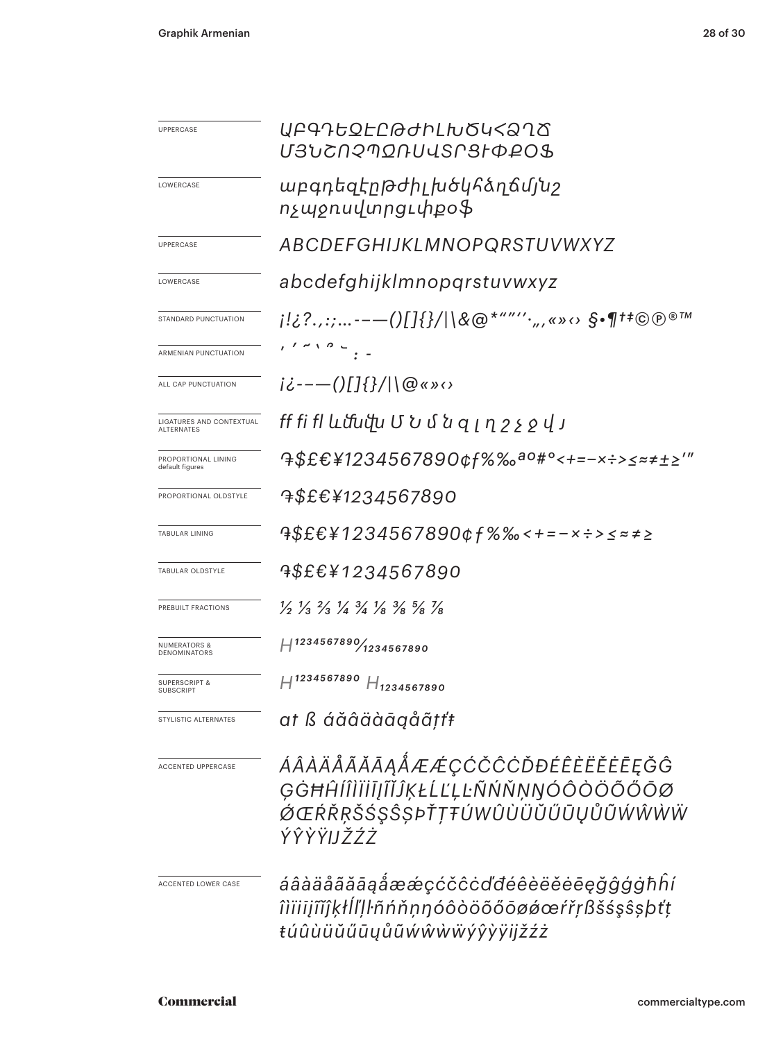| | |
|---|---|
| UPPERCASE | ԱԲԳԴԵԶԷԸԹԺԻԼԽԾԿՀՁՂՃ ՄՅՆՇՈՉՊՋՌՍՎՏՐՑՒՓՔՕՖ |
| LOWERCASE | աբգդեզէըթժիլխծկհձղճմյնշ ոչպջռսվտրցւփքօֆ |
| UPPERCASE | ABCDEFGHIJKLMNOPQRSTUVWXYZ |
| LOWERCASE | abcdefghijklmnopqrstuvwxyz |
| STANDARD PUNCTUATION | ¡!¿?.,:;…-–—()[]{}/\|\&@*"""''·„‚«»‹› §•¶†‡©℗®™ |
| ARMENIAN PUNCTUATION | ՝ ՛ ՜ ՚ ՞ ՟ ։ ֊ |
| ALL CAP PUNCTUATION | ¡¿-–—()[]{}/\|\@«»‹› |
| LIGATURES AND CONTEXTUAL ALTERNATES | ff fi fl ﬓﬔﬕ Մ Ն մ ն զ լ ղ շ չ ջ վ յ |
| PROPORTIONAL LINING default figures | ֏$£€¥1234567890¢ƒ%‰ªº#°<+=−×÷>≤≈≠±≥′″ |
| PROPORTIONAL OLDSTYLE | ֏$£€¥1234567890 |
| TABULAR LINING | ֏$£€¥1234567890¢ƒ%‰<+=−×÷>≤≈≠≥ |
| TABULAR OLDSTYLE | ֏$£€¥1234567890 |
| PREBUILT FRACTIONS | ½ ⅓ ⅔ ¼ ¾ ⅛ ⅜ ⅝ ⅞ |
| NUMERATORS & DENOMINATORS | $H^{1234567890}/_{1234567890}$ |
| SUPERSCRIPT & SUBSCRIPT | $H^{1234567890}$ $H_{1234567890}$ |
| STYLISTIC ALTERNATES | at ß áăâäàāąåãţťŧ |
| ACCENTED UPPERCASE | ÁÂÀÄÅÃĂĀĄǺÆǼÇĆČĈĊĎĐÉÊÈËĚĖĒĘĞĜĢĠĦĤÍÎÌÏĪĮĨĬĴĶŁĹĽĻĿÑŃŇŅŊÓÔÒÖÕŐŌØǾŒŔŘŖŠŚŞŜȘÞŤŢŦÚŰÛÙÜŬŰŪŲŮŨẂŴẀẄÝŶỲŸĲŽŹŻ |
| ACCENTED LOWER CASE | áâàäåãăāąǻæǽçćčĉċďđéêèëěėēęğĝģġħĥíîìïīįĩĭĵķłĺľļŀñńňņŋóôòöõőōøǿœŕřŗßšśşŝșþťţŧúûùüŭűūųůũẃŵẁẅýŷỳÿĳžźż |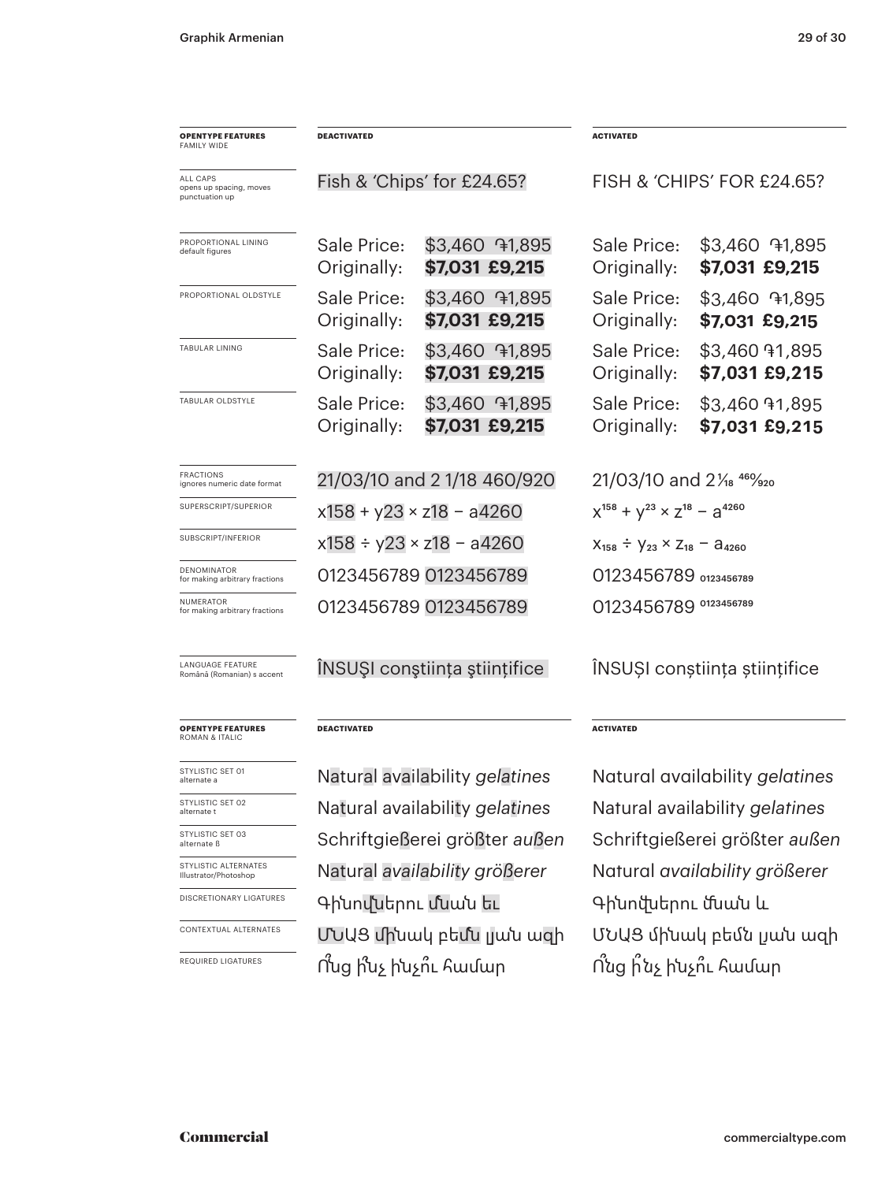| OPENTYPE FEATURES FAMILY WIDE | DEACTIVATED | ACTIVATED |
|---|---|---|
| ALL CAPS opens up spacing, moves punctuation up | Fish & 'Chips' for £24.65? | FISH & 'CHIPS' FOR £24.65? |
| PROPORTIONAL LINING default figures | Sale Price: $3,460 ֏1,895 Originally: **$7,031 £9,215** | Sale Price: $3,460 ֏1,895 Originally: **$7,031 £9,215** |
| PROPORTIONAL OLDSTYLE | Sale Price: $3,460 ֏1,895 Originally: **$7,031 £9,215** | Sale Price: $3,460 ֏1,895 Originally: **$7,031 £9,215** |
| TABULAR LINING | Sale Price: $3,460 ֏1,895 Originally: **$7,031 £9,215** | Sale Price: $3,460 ֏1,895 Originally: **$7,031 £9,215** |
| TABULAR OLDSTYLE | Sale Price: $3,460 ֏1,895 Originally: **$7,031 £9,215** | Sale Price: $3,460 ֏1,895 Originally: **$7,031 £9,215** |
| FRACTIONS ignores numeric date format | 21/03/10 and 2 1/18 460/920 | 21/03/10 and 2 1⁄18 460⁄920 |
| SUPERSCRIPT/SUPERIOR | x158 + y23 × z18 – a4260 | $x^{158} + y^{23} \times z^{18} - a^{4260}$ |
| SUBSCRIPT/INFERIOR | x158 ÷ y23 × z18 – a4260 | $x_{158} \div y_{23} \times z_{18} - a_{4260}$ |
| DENOMINATOR for making arbitrary fractions | 0123456789 0123456789 | 0123456789 $_{0123456789}$ |
| NUMERATOR for making arbitrary fractions | 0123456789 0123456789 | 0123456789 $^{0123456789}$ |
| LANGUAGE FEATURE Română (Romanian) s accent | ÎNSUŞI conştiinţa ştiinţifice | ÎNSUȘI conștiința științifice |

| OPENTYPE FEATURES ROMAN & ITALIC | DEACTIVATED | ACTIVATED |
|---|---|---|
| STYLISTIC SET 01 alternate a | Natural availability *gelatines* | Natural availability *gelatines* |
| STYLISTIC SET 02 alternate t | Natural availability *gelatines* | Natural availability *gelatines* |
| STYLISTIC SET 03 alternate ß | Schriftgießerei größter *außen* | Schriftgießerei größter *außen* |
| STYLISTIC ALTERNATES Illustrator/Photoshop | Natural *availability größerer* | Natural *availability größerer* |
| DISCRETIONARY LIGATURES | Գինովներու մնան եւ | Գինովներու մնան և |
| CONTEXTUAL ALTERNATES | ՄՆԱՑ մինակ բեմն լյան ազի | ՄՆԱՑ մինակ բեմն լյան ազի |
| REQUIRED LIGATURES | Ո՞նց ի՞նչ ինչո՞ւ համար | Ո՞նց ի՞նչ ինչո՞ւ համար |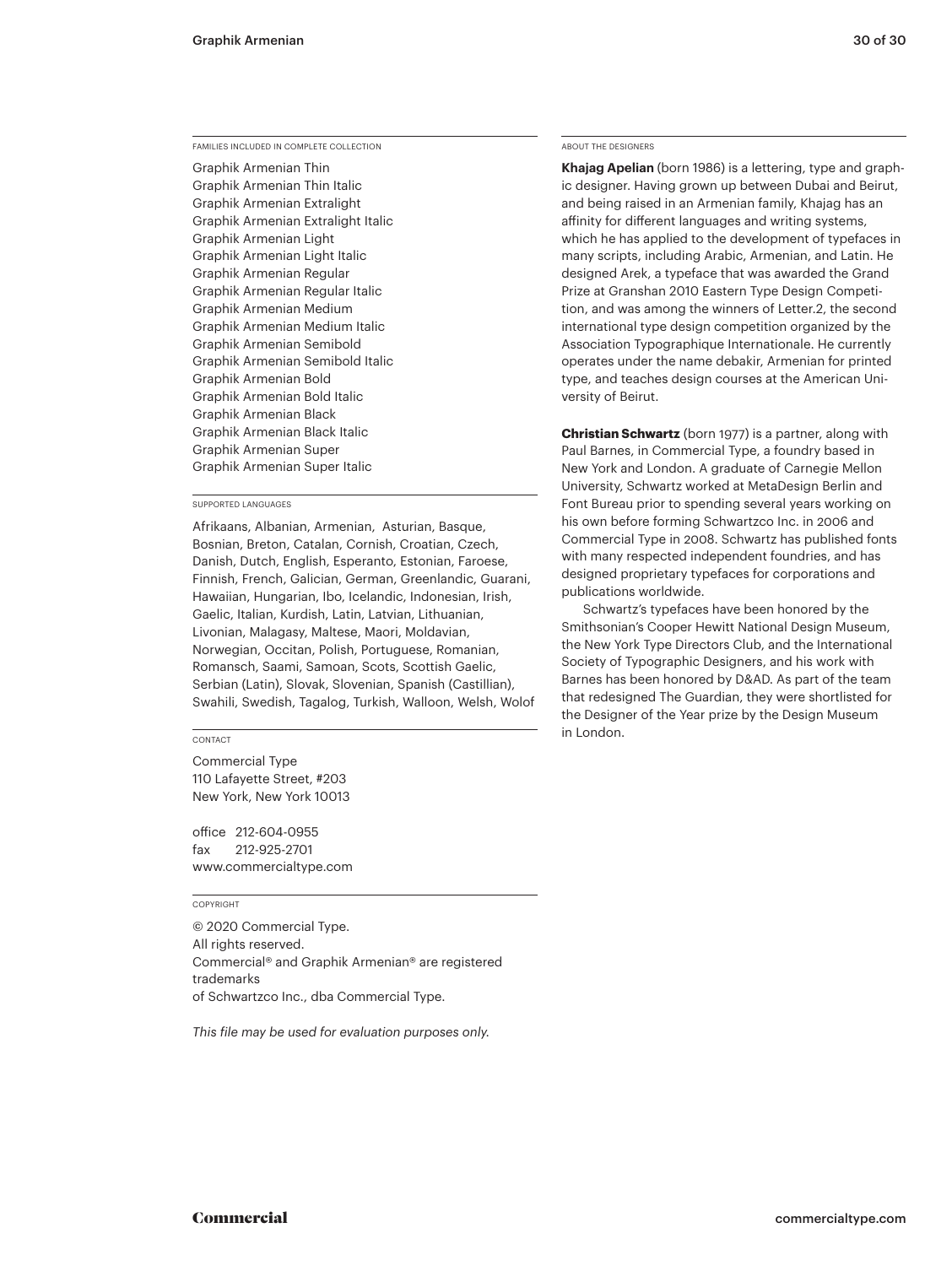## FAMILIES INCLUDED IN COMPLETE COLLECTION

Graphik Armenian Thin
Graphik Armenian Thin Italic
Graphik Armenian Extralight
Graphik Armenian Extralight Italic
Graphik Armenian Light
Graphik Armenian Light Italic
Graphik Armenian Regular
Graphik Armenian Regular Italic
Graphik Armenian Medium
Graphik Armenian Medium Italic
Graphik Armenian Semibold
Graphik Armenian Semibold Italic
Graphik Armenian Bold
Graphik Armenian Bold Italic
Graphik Armenian Black
Graphik Armenian Black Italic
Graphik Armenian Super
Graphik Armenian Super Italic

## SUPPORTED LANGUAGES

Afrikaans, Albanian, Armenian, Asturian, Basque, Bosnian, Breton, Catalan, Cornish, Croatian, Czech, Danish, Dutch, English, Esperanto, Estonian, Faroese, Finnish, French, Galician, German, Greenlandic, Guarani, Hawaiian, Hungarian, Ibo, Icelandic, Indonesian, Irish, Gaelic, Italian, Kurdish, Latin, Latvian, Lithuanian, Livonian, Malagasy, Maltese, Maori, Moldavian, Norwegian, Occitan, Polish, Portuguese, Romanian, Romansch, Saami, Samoan, Scots, Scottish Gaelic, Serbian (Latin), Slovak, Slovenian, Spanish (Castillian), Swahili, Swedish, Tagalog, Turkish, Walloon, Welsh, Wolof

## CONTACT

Commercial Type
110 Lafayette Street, #203
New York, New York 10013

office 212-604-0955
fax 212-925-2701
www.commercialtype.com

## COPYRIGHT

© 2020 Commercial Type.
All rights reserved.
Commercial® and Graphik Armenian® are registered trademarks
of Schwartzco Inc., dba Commercial Type.

*This file may be used for evaluation purposes only.*

## ABOUT THE DESIGNERS

**Khajag Apelian** (born 1986) is a lettering, type and graphic designer. Having grown up between Dubai and Beirut, and being raised in an Armenian family, Khajag has an affinity for different languages and writing systems, which he has applied to the development of typefaces in many scripts, including Arabic, Armenian, and Latin. He designed Arek, a typeface that was awarded the Grand Prize at Granshan 2010 Eastern Type Design Competition, and was among the winners of Letter.2, the second international type design competition organized by the Association Typographique Internationale. He currently operates under the name debakir, Armenian for printed type, and teaches design courses at the American University of Beirut.

**Christian Schwartz** (born 1977) is a partner, along with Paul Barnes, in Commercial Type, a foundry based in New York and London. A graduate of Carnegie Mellon University, Schwartz worked at MetaDesign Berlin and Font Bureau prior to spending several years working on his own before forming Schwartzco Inc. in 2006 and Commercial Type in 2008. Schwartz has published fonts with many respected independent foundries, and has designed proprietary typefaces for corporations and publications worldwide.

Schwartz's typefaces have been honored by the Smithsonian's Cooper Hewitt National Design Museum, the New York Type Directors Club, and the International Society of Typographic Designers, and his work with Barnes has been honored by D&AD. As part of the team that redesigned The Guardian, they were shortlisted for the Designer of the Year prize by the Design Museum in London.